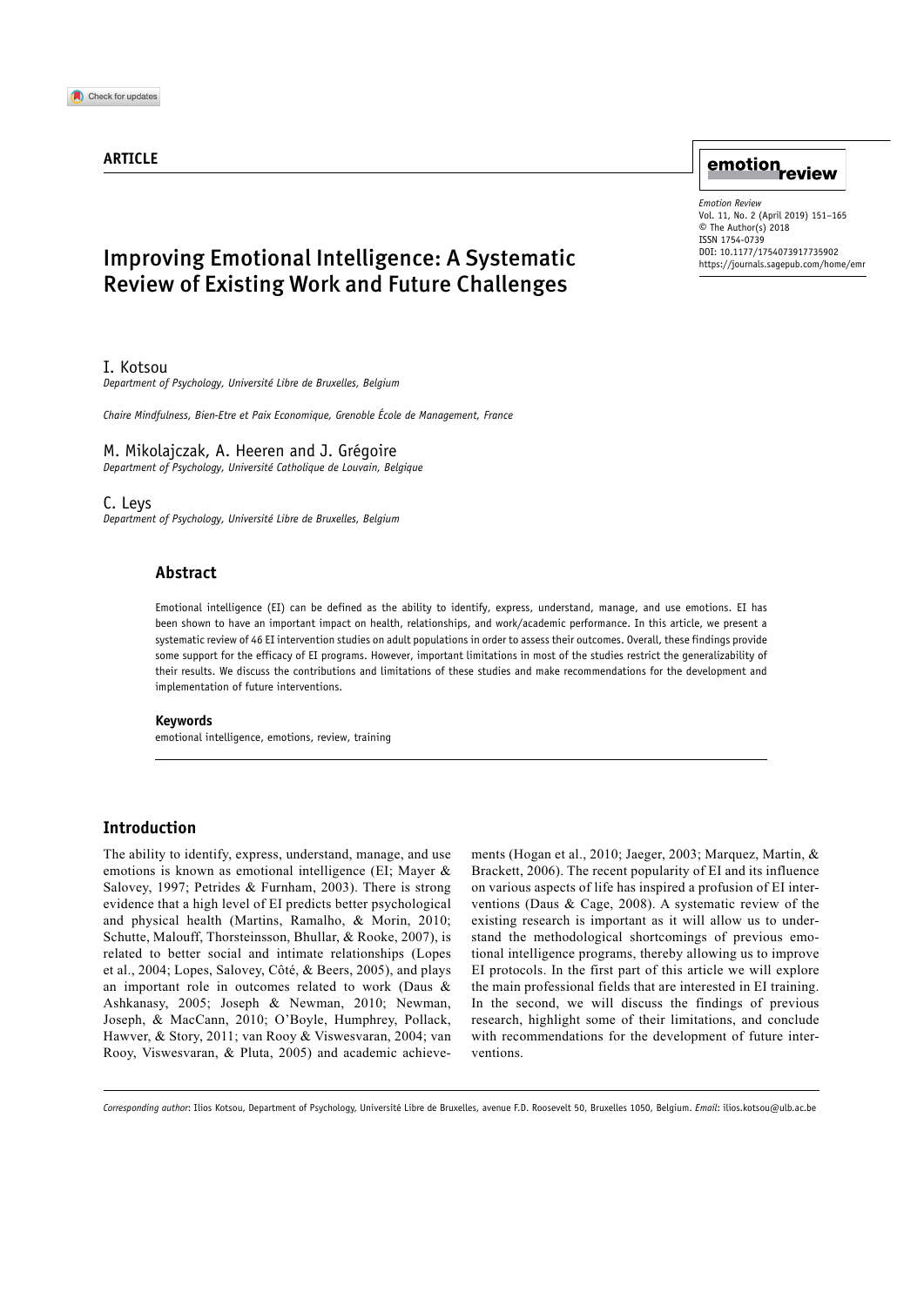ARTICLE

# Improving Emotional Intelligence: A Systematic Review of Existing Work and Future Challenges

I. Kotsou
*Department of Psychology, Université Libre de Bruxelles, Belgium*

*Chaire Mindfulness, Bien-Etre et Paix Economique, Grenoble École de Management, France*

M. Mikolajczak, A. Heeren and J. Grégoire
*Department of Psychology, Université Catholique de Louvain, Belgique*

C. Leys
*Department of Psychology, Université Libre de Bruxelles, Belgium*

*Emotion Review*
Vol. 11, No. 2 (April 2019) 151–165
© The Author(s) 2018
ISSN 1754-0739
DOI: 10.1177/1754073917735902
https://journals.sagepub.com/home/emr

## Abstract

Emotional intelligence (EI) can be defined as the ability to identify, express, understand, manage, and use emotions. EI has been shown to have an important impact on health, relationships, and work/academic performance. In this article, we present a systematic review of 46 EI intervention studies on adult populations in order to assess their outcomes. Overall, these findings provide some support for the efficacy of EI programs. However, important limitations in most of the studies restrict the generalizability of their results. We discuss the contributions and limitations of these studies and make recommendations for the development and implementation of future interventions.

### Keywords

emotional intelligence, emotions, review, training

## Introduction

The ability to identify, express, understand, manage, and use emotions is known as emotional intelligence (EI; Mayer & Salovey, 1997; Petrides & Furnham, 2003). There is strong evidence that a high level of EI predicts better psychological and physical health (Martins, Ramalho, & Morin, 2010; Schutte, Malouff, Thorsteinsson, Bhullar, & Rooke, 2007), is related to better social and intimate relationships (Lopes et al., 2004; Lopes, Salovey, Côté, & Beers, 2005), and plays an important role in outcomes related to work (Daus & Ashkanasy, 2005; Joseph & Newman, 2010; Newman, Joseph, & MacCann, 2010; O'Boyle, Humphrey, Pollack, Hawver, & Story, 2011; van Rooy & Viswesvaran, 2004; van Rooy, Viswesvaran, & Pluta, 2005) and academic achievements (Hogan et al., 2010; Jaeger, 2003; Marquez, Martin, & Brackett, 2006). The recent popularity of EI and its influence on various aspects of life has inspired a profusion of EI interventions (Daus & Cage, 2008). A systematic review of the existing research is important as it will allow us to understand the methodological shortcomings of previous emotional intelligence programs, thereby allowing us to improve EI protocols. In the first part of this article we will explore the main professional fields that are interested in EI training. In the second, we will discuss the findings of previous research, highlight some of their limitations, and conclude with recommendations for the development of future interventions.

*Corresponding author*: Ilios Kotsou, Department of Psychology, Université Libre de Bruxelles, avenue F.D. Roosevelt 50, Bruxelles 1050, Belgium. *Email*: ilios.kotsou@ulb.ac.be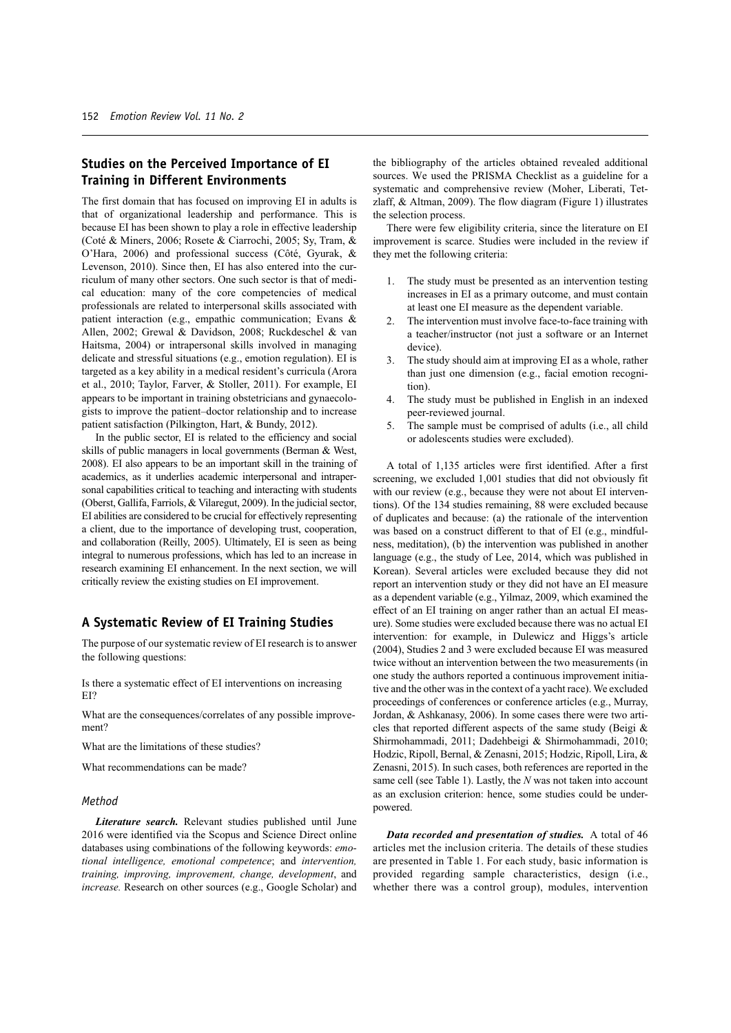## Studies on the Perceived Importance of EI Training in Different Environments

The first domain that has focused on improving EI in adults is that of organizational leadership and performance. This is because EI has been shown to play a role in effective leadership (Coté & Miners, 2006; Rosete & Ciarrochi, 2005; Sy, Tram, & O'Hara, 2006) and professional success (Côté, Gyurak, & Levenson, 2010). Since then, EI has also entered into the curriculum of many other sectors. One such sector is that of medical education: many of the core competencies of medical professionals are related to interpersonal skills associated with patient interaction (e.g., empathic communication; Evans & Allen, 2002; Grewal & Davidson, 2008; Ruckdeschel & van Haitsma, 2004) or intrapersonal skills involved in managing delicate and stressful situations (e.g., emotion regulation). EI is targeted as a key ability in a medical resident's curricula (Arora et al., 2010; Taylor, Farver, & Stoller, 2011). For example, EI appears to be important in training obstetricians and gynaecologists to improve the patient–doctor relationship and to increase patient satisfaction (Pilkington, Hart, & Bundy, 2012).

In the public sector, EI is related to the efficiency and social skills of public managers in local governments (Berman & West, 2008). EI also appears to be an important skill in the training of academics, as it underlies academic interpersonal and intrapersonal capabilities critical to teaching and interacting with students (Oberst, Gallifa, Farriols, & Vilaregut, 2009). In the judicial sector, EI abilities are considered to be crucial for effectively representing a client, due to the importance of developing trust, cooperation, and collaboration (Reilly, 2005). Ultimately, EI is seen as being integral to numerous professions, which has led to an increase in research examining EI enhancement. In the next section, we will critically review the existing studies on EI improvement.

## A Systematic Review of EI Training Studies

The purpose of our systematic review of EI research is to answer the following questions:

Is there a systematic effect of EI interventions on increasing EI?

What are the consequences/correlates of any possible improvement?

What are the limitations of these studies?

What recommendations can be made?

### Method

***Literature search.*** Relevant studies published until June 2016 were identified via the Scopus and Science Direct online databases using combinations of the following keywords: *emotional intelligence, emotional competence*; and *intervention, training, improving, improvement, change, development*, and *increase.* Research on other sources (e.g., Google Scholar) and the bibliography of the articles obtained revealed additional sources. We used the PRISMA Checklist as a guideline for a systematic and comprehensive review (Moher, Liberati, Tetzlaff, & Altman, 2009). The flow diagram (Figure 1) illustrates the selection process.

There were few eligibility criteria, since the literature on EI improvement is scarce. Studies were included in the review if they met the following criteria:

1. The study must be presented as an intervention testing increases in EI as a primary outcome, and must contain at least one EI measure as the dependent variable.
2. The intervention must involve face-to-face training with a teacher/instructor (not just a software or an Internet device).
3. The study should aim at improving EI as a whole, rather than just one dimension (e.g., facial emotion recognition).
4. The study must be published in English in an indexed peer-reviewed journal.
5. The sample must be comprised of adults (i.e., all child or adolescents studies were excluded).

A total of 1,135 articles were first identified. After a first screening, we excluded 1,001 studies that did not obviously fit with our review (e.g., because they were not about EI interventions). Of the 134 studies remaining, 88 were excluded because of duplicates and because: (a) the rationale of the intervention was based on a construct different to that of EI (e.g., mindfulness, meditation), (b) the intervention was published in another language (e.g., the study of Lee, 2014, which was published in Korean). Several articles were excluded because they did not report an intervention study or they did not have an EI measure as a dependent variable (e.g., Yilmaz, 2009, which examined the effect of an EI training on anger rather than an actual EI measure). Some studies were excluded because there was no actual EI intervention: for example, in Dulewicz and Higgs's article (2004), Studies 2 and 3 were excluded because EI was measured twice without an intervention between the two measurements (in one study the authors reported a continuous improvement initiative and the other was in the context of a yacht race). We excluded proceedings of conferences or conference articles (e.g., Murray, Jordan, & Ashkanasy, 2006). In some cases there were two articles that reported different aspects of the same study (Beigi & Shirmohammadi, 2011; Dadehbeigi & Shirmohammadi, 2010; Hodzic, Ripoll, Bernal, & Zenasni, 2015; Hodzic, Ripoll, Lira, & Zenasni, 2015). In such cases, both references are reported in the same cell (see Table 1). Lastly, the *N* was not taken into account as an exclusion criterion: hence, some studies could be underpowered.

***Data recorded and presentation of studies.*** A total of 46 articles met the inclusion criteria. The details of these studies are presented in Table 1. For each study, basic information is provided regarding sample characteristics, design (i.e., whether there was a control group), modules, intervention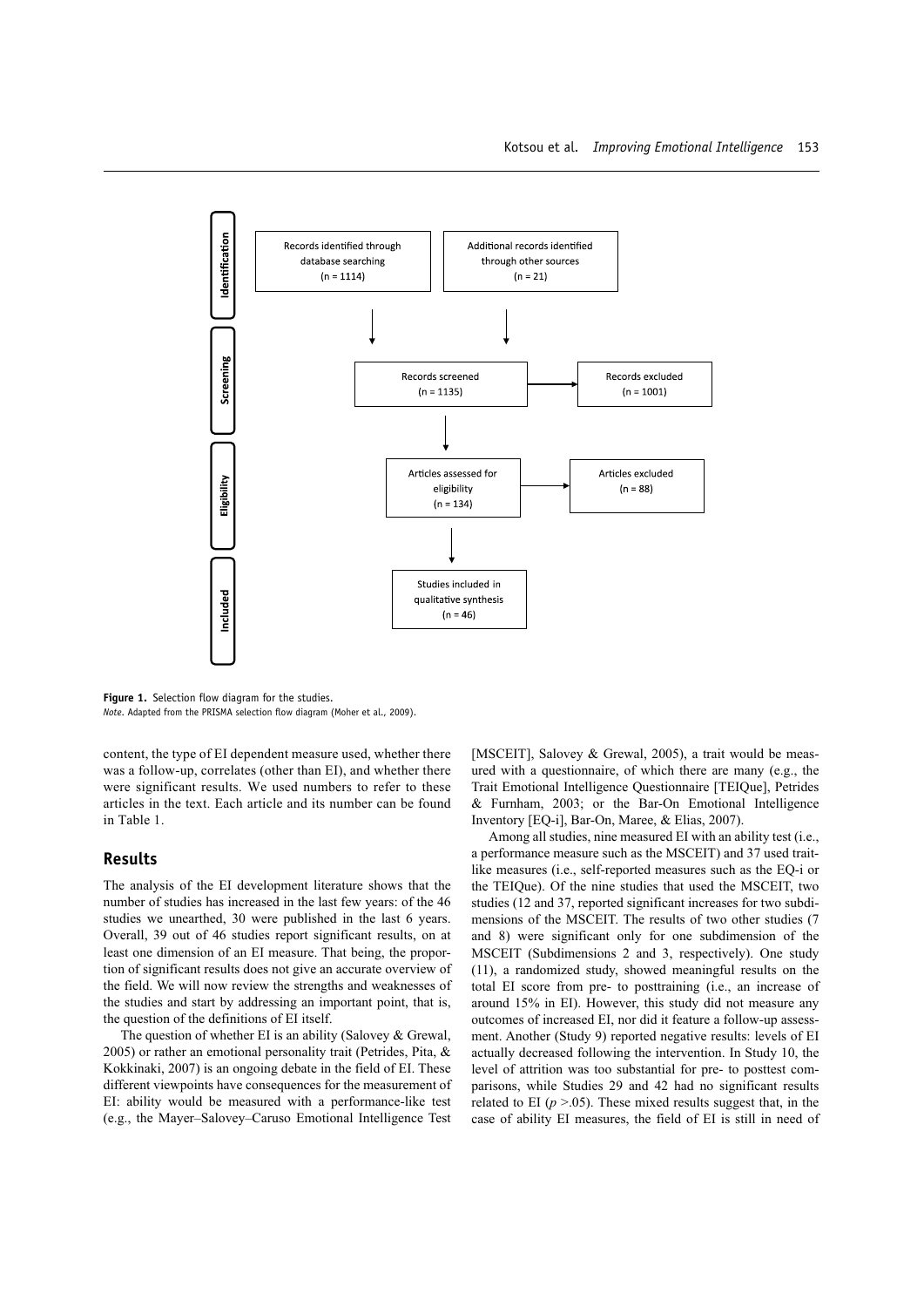Identification

- Records identified through database searching (n = 1114)
- Additional records identified through other sources (n = 21)

Screening

- Records screened (n = 1135)
- Records excluded (n = 1001)

Eligibility

- Articles assessed for eligibility (n = 134)
- Articles excluded (n = 88)

Included

- Studies included in qualitative synthesis (n = 46)

**Figure 1.** Selection flow diagram for the studies.
*Note*. Adapted from the PRISMA selection flow diagram (Moher et al., 2009).

content, the type of EI dependent measure used, whether there was a follow-up, correlates (other than EI), and whether there were significant results. We used numbers to refer to these articles in the text. Each article and its number can be found in Table 1.

## Results

The analysis of the EI development literature shows that the number of studies has increased in the last few years: of the 46 studies we unearthed, 30 were published in the last 6 years. Overall, 39 out of 46 studies report significant results, on at least one dimension of an EI measure. That being, the proportion of significant results does not give an accurate overview of the field. We will now review the strengths and weaknesses of the studies and start by addressing an important point, that is, the question of the definitions of EI itself.

The question of whether EI is an ability (Salovey & Grewal, 2005) or rather an emotional personality trait (Petrides, Pita, & Kokkinaki, 2007) is an ongoing debate in the field of EI. These different viewpoints have consequences for the measurement of EI: ability would be measured with a performance-like test (e.g., the Mayer–Salovey–Caruso Emotional Intelligence Test [MSCEIT], Salovey & Grewal, 2005), a trait would be measured with a questionnaire, of which there are many (e.g., the Trait Emotional Intelligence Questionnaire [TEIQue], Petrides & Furnham, 2003; or the Bar-On Emotional Intelligence Inventory [EQ-i], Bar-On, Maree, & Elias, 2007).

Among all studies, nine measured EI with an ability test (i.e., a performance measure such as the MSCEIT) and 37 used trait-like measures (i.e., self-reported measures such as the EQ-i or the TEIQue). Of the nine studies that used the MSCEIT, two studies (12 and 37, reported significant increases for two subdimensions of the MSCEIT. The results of two other studies (7 and 8) were significant only for one subdimension of the MSCEIT (Subdimensions 2 and 3, respectively). One study (11), a randomized study, showed meaningful results on the total EI score from pre- to posttraining (i.e., an increase of around 15% in EI). However, this study did not measure any outcomes of increased EI, nor did it feature a follow-up assessment. Another (Study 9) reported negative results: levels of EI actually decreased following the intervention. In Study 10, the level of attrition was too substantial for pre- to posttest comparisons, while Studies 29 and 42 had no significant results related to EI ($p > .05$). These mixed results suggest that, in the case of ability EI measures, the field of EI is still in need of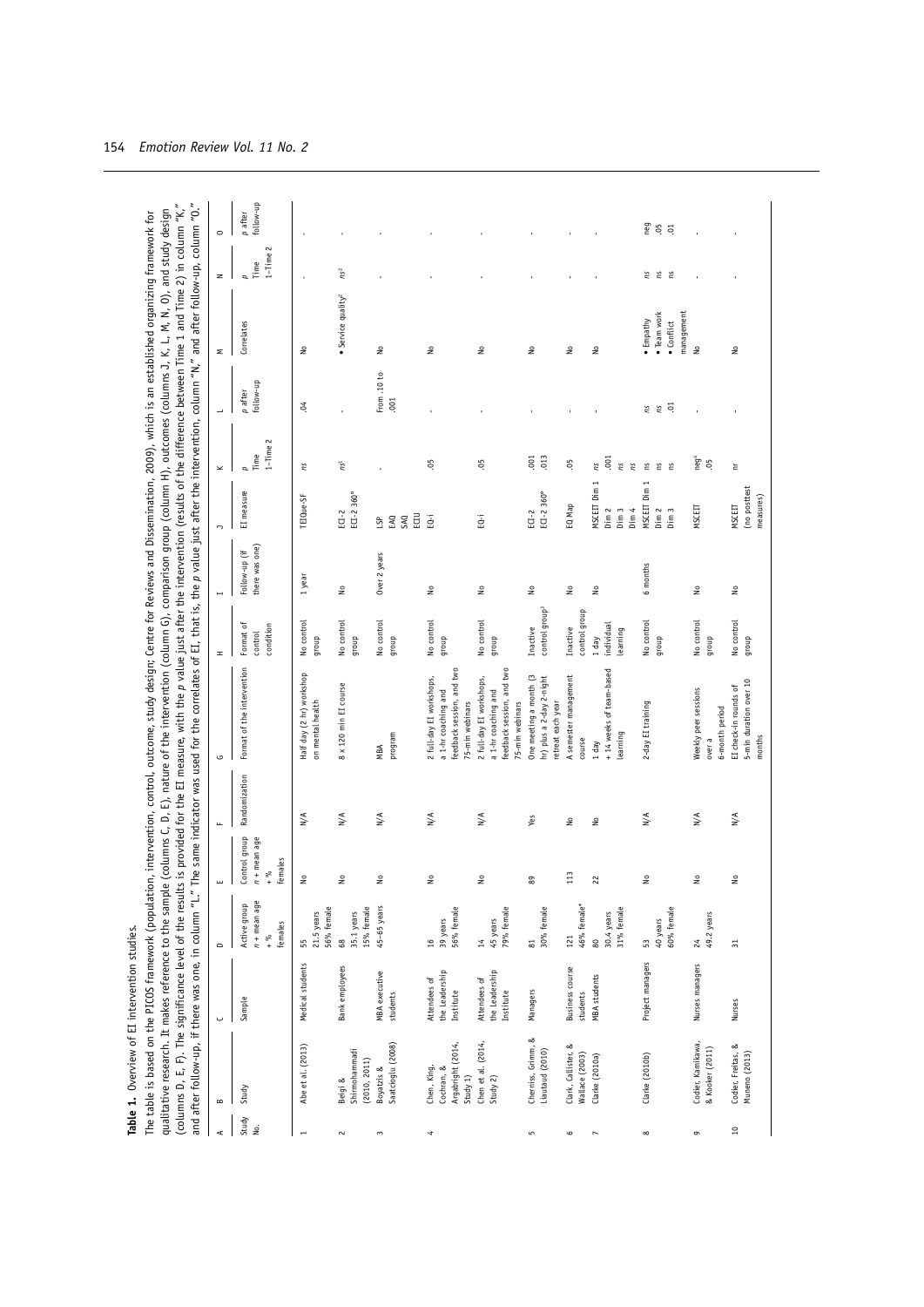**Table 1.** Overview of EI intervention studies.

The table is based on the PICOS framework (population, intervention, control, outcome, study design; Centre for Reviews and Dissemination, 2009), which is an established organizing framework for qualitative research. It makes reference to the sample (columns C, D, E), nature of the intervention (column G), comparison group (column H), outcomes (columns J, K, L, M, N, O), and study design (columns D, E, F). The significance level of the results is provided for the EI measure, with the *p* value just after the intervention (results of the difference between Time 1 and Time 2) in column "K," and after follow-up, if there was one, in column "L." The same indicator was used for the correlates of EI, that is, the *p* value just after the intervention, column "N," and after follow-up, column "O."

| A | B | C | D | E | F | G | H | I | J | K | L | M | N | O |
|---|---|---|---|---|---|---|---|---|---|---|---|---|---|---|
| Study No. | Study | Sample | Active group *n* + mean age + % females | Control group *n* + mean age + % females | Randomization | Format of the intervention | Format of control condition | Follow-up (if there was one) | EI measure | *p* Time 1–Time 2 | *p* after follow-up | Correlates | *p* Time 1–Time 2 | *p* after follow-up |
| 1 | Abe et al. (2013) | Medical students | 55<br>21.5 years<br>56% female | No | N/A | Half day (2 hr) workshop on mental health | No control group | 1 year | TEIQue-SF | *ns* | .04 | No | - | - |
| 2 | Beigi & Shirmohammadi (2010, 2011) | Bank employees | 68<br>35.1 years<br>15% female | No | N/A | 8 x 120 min EI course | No control group | No | ECI-2<br>ECI-2 360° | *ns*[1] | - | • Service quality[2] | *ns*[2] | - |
| 3 | Boyatzis & Saatcioglu (2008) | MBA executive students | 45–65 years | No | N/A | MBA program | No control group | Over 2 years | LSP<br>EAQ<br>SAQ<br>ECIU | - | From .10 to .001 | No | - | - |
| 4 | Chen, King, Cochran, & Argabright (2014, Study 1) | Attendees of the Leadership Institute | 16<br>39 years<br>56% female | No | N/A | 2 full-day EI workshops, a 1-hr coaching and feedback session, and two 75-min webinars | No control group | No | EQ-i | .05 | - | No | - | - |
| | Chen et al. (2014, Study 2) | Attendees of the Leadership Institute | 14<br>45 years<br>79% female | No | N/A | 2 full-day EI workshops, a 1-hr coaching and feedback session, and two 75-min webinars | No control group | No | EQ-i | .05 | - | No | - | - |
| 5 | Cherniss, Grimm, & Liautaud (2010) | Managers | 81<br>30% female | 89 | Yes | One meeting a month (3 hr) plus a 2-day 2-night retreat each year | Inactive control group[3] | No | ECI-2<br>ECI-2 360° | .001<br>.013 | - | No | - | - |
| 6 | Clark, Callister, & Wallace (2003) | Business course students | 121<br>46% female[4] | 113 | No | A semester management course | Inactive control group | No | EQ Map | .05 | - | No | - | - |
| 7 | Clarke (2010a) | MBA students | 80<br>30.4 years<br>31% female | 22 | No | 1 day<br>+ 14 weeks of team-based learning | 1 day individual learning | No | MSCEIT Dim 1<br>Dim 2<br>Dim 3<br>Dim 4 | *ns*<br>.001<br>*ns*<br>*ns* | - | No | - | - |
| 8 | Clarke (2010b) | Project managers | 53<br>40 years<br>60% female | No | N/A | 2-day EI training | No control group | 6 months | MSCEIT Dim 1<br>Dim 2<br>Dim 3 | *ns*<br>*ns*<br>*ns* | *ns*<br>*ns*<br>.01 | • Empathy<br>• Team work<br>• Conflict management | *ns*<br>*ns*<br>*ns* | neg<br>.05<br>.01 |
| 9 | Codier, Kamikawa, & Kooker (2011) | Nurses managers | 24<br>49.2 years | No | N/A | Weekly peer sessions over a 6-month period | No control group | No | MSCEIT | neg[5]<br>.05 | - | No | - | - |
| 10 | Codier, Freitas, & Muneno (2013) | Nurses | 31 | No | N/A | EI check-in rounds of 5-min duration over 10 months | No control group | No | MSCEIT (no posttest measures) | nr | - | No | - | - |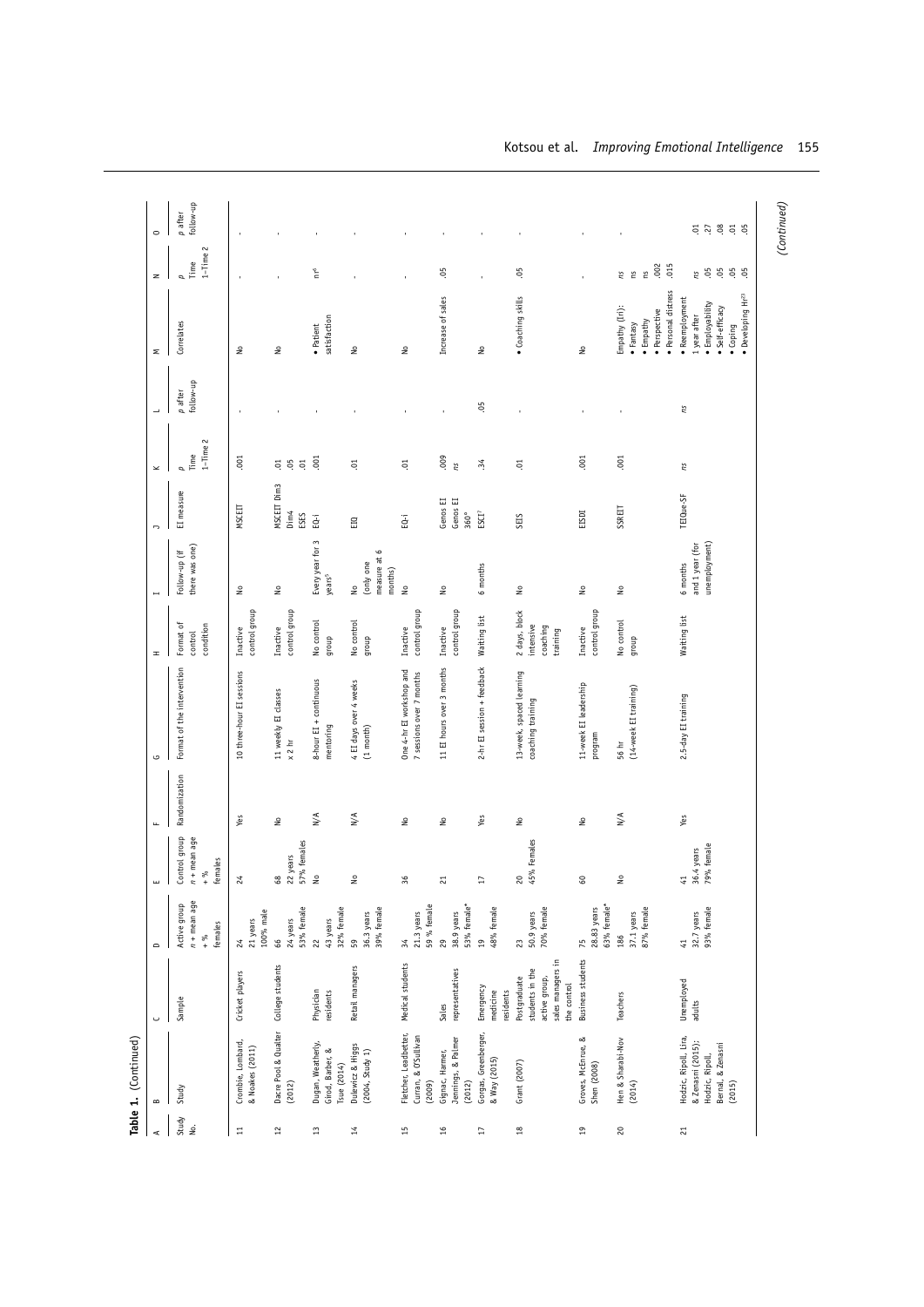**Table 1.** (Continued)

| A | B | C | D | E | F | G | H | I | J | K | L | M | N | O |
|---|---|---|---|---|---|---|---|---|---|---|---|---|---|---|
| Study No. | Study | Sample | Active group n + mean age + % females | Control group n + mean age + % females | Randomization | Format of the intervention | Format of control condition | Follow-up (if there was one) | EI measure | p Time 1–Time 2 | p after follow-up | Correlates | p Time 1–Time 2 | p after follow-up |
| 11 | Crombie, Lombard, & Noakes (2011) | Cricket players | 24<br>21 years<br>100% male | 24 | Yes | 10 three-hour EI sessions | Inactive control group | No | MSCEIT | .001 | - | No | - | - |
| 12 | Dacre Pool & Qualter (2012) | College students | 66<br>24 years<br>53% female | 68<br>22 years<br>57% females | No | 11 weekly EI classes x 2 hr | Inactive control group | No | MSCEIT Dim3<br>Dim4<br>ESES | .01<br>.05<br>.01 | - | No | - | - |
| 13 | Dugan, Weatherly, Girod, Barber, & Tsue (2014) | Physician residents | 22<br>43 years<br>32% female | No | N/A | 8-hour EI + continuous mentoring | No control group | Every year for 3 years[5] | EQ-i | .001 | - | • Patient satisfaction | nr[6] | - |
| 14 | Dulewicz & Higgs (2004, Study 1) | Retail managers | 59<br>36.3 years<br>39% female | No | N/A | 4 EI days over 4 weeks (1 month) | No control group | No (only one measure at 6 months) | EIQ | .01 | - | No | - | - |
| 15 | Fletcher, Leadbetter, Curran, & O'Sullivan (2009) | Medical students | 34<br>21.3 years<br>59 % female | 36 | No | One 4-hr EI workshop and 7 sessions over 7 months | Inactive control group | No | EQ-i | .01 | - | No | - | - |
| 16 | Gignac, Harmer, Jennings, & Palmer (2012) | Sales representatives | 29<br>38.9 years<br>53% female* | 21 | No | 11 EI hours over 3 months | Inactive control group | No | Genos EI<br>Genos EI 360° | .009<br>ns | - | Increase of sales | .05 | - |
| 17 | Gorgas, Greenberger, & Way (2015) | Emergency medicine residents | 19<br>48% female | 17 | Yes | 2-hr EI session + feedback | Waiting list | 6 months | ESCI[7] | .34 | .05 | No | - | - |
| 18 | Grant (2007) | Postgraduate students in the active group, sales managers in the control | 23<br>50.9 years<br>70% female | 20<br>45% Females | No | 13-week, spaced learning coaching training | 2 days, block intensive coaching training | No | SEIS | .01 | - | • Coaching skills | .05 | - |
| 19 | Groves, McEnrue, & Shen (2008) | Business students | 75<br>28.83 years<br>63% female* | 60 | No | 11-week EI leadership program | Inactive control group | No | EISDI | .001 | - | No | - | - |
| 20 | Hen & Sharabi-Nov (2014) | Teachers | 186<br>37.1 years<br>87% female | No | N/A | 56 hr (14-week EI training) | No control group | No | SSREIT | .001 | - | Empathy (Iri):<br>• Fantasy<br>• Empathy<br>• Perspective<br>• Personal distress | ns<br>ns<br>ns<br>.002<br>.015 | - |
| 21 | Hodzic, Ripoll, Lira, & Zenasni (2015); Hodzic, Ripoll, Bernal, & Zenasni (2015) | Unemployed adults | 41<br>32.7 years<br>93% female | 41<br>36.4 years<br>79% female | Yes | 2.5-day EI training | Waiting list | 6 months and 1 year (for unemployment) | TEIQue-SF | ns | ns | • Reemployment 1 year after<br>• Employability<br>• Self-efficacy<br>• Coping<br>• Developing HI[23] | ns<br>.05<br>.05<br>.05<br>.05 | .01<br>.27<br>.08<br>.01<br>.05 |

*(Continued)*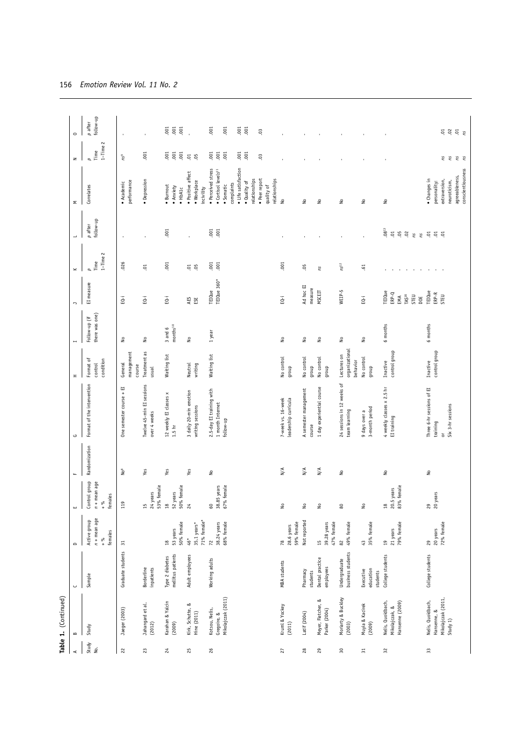**Table 1.** (Continued)

| A | B | C | D | E | F | G | H | I | J | K | L | M | N | O |
|---|---|---|---|---|---|---|---|---|---|---|---|---|---|---|
| Study No. | Study | Sample | Active group n + mean age + % females | Control group n + mean age + % females | Randomization | Format of the intervention | Format of control condition | Follow-up (if there was one) | EI measure | p Time 1–Time 2 | p after follow-up | Correlates | p Time 1–Time 2 | p after follow-up |
| 22 | Jaeger (2003) | Graduate students | 31 | 119 | No[8] | One semester course + EI | General management course | No | EQ-i | .026 | - | • Academic performance | ns[9] | - |
| 23 | Jahangard et al. (2012) | Borderline inpatients | | 15<br>24 years<br>53% female | Yes | Twelve 45-min EI sessions over 4 weeks | Treatment as usual | No | EQ-i | .01 | - | • Depression | .001 | - |
| 24 | Karahan & Yalcin (2009) | Type 2 diabetes mellitus patients | 18<br>53 years<br>50% female | 18<br>52 years<br>50% female | Yes | 12 weekly EI classes x 1.5 hr | Waiting list | 3 and 6 months[10] | EQ-i | .001 | .001 | • Burnout<br>• Anxiety<br>• HbA1c | .001<br>.001<br>.001 | .001<br>.001<br>.001 |
| 25 | Kirk, Schutte, & Hine (2011) | Adult employees | 46*<br>35.1 years*<br>71% female* | 24 | Yes | 3 daily 20-min emotion writing sessions | Neutral writing | No | AES<br>ESE | .01<br>.05 | - | • Positive affect<br>• Workplace incivility | .01<br>.05 | - |
| 26 | Kotsou, Nelis, Gregoire, & Mikolajczak (2011) | Working adults | 72<br>38.24 years<br>68% female | 60<br>38.85 years<br>67% female | No | 2.5-day EI training with 1 month Internet follow-up | Waiting list | 1 year | TEIQue<br>TEIQue 360° | .001<br>.001 | .001<br>.001 | • Perceived stress<br>• Cortisol levels[11]<br>• Somatic complaints<br>• Life satisfaction<br>• Quality of relationships<br>• Peer report quality of relationships | .001<br>.001<br>.001<br>.001<br>.001<br>.03 | .001<br>.001<br>.001<br>.001<br>.001<br>.03 |
| 27 | Kruml & Yockey (2011) | MBA students | 78<br>28.6 years<br>59% female | No | N/A | 7-week vs. 16-week leadership curricula | No control group | No | EQ-i | .001 | - | No | - | - |
| 28 | Latif (2004) | Pharmacy students | Not reported | No | N/A | A semester management course | No control group | No | Ad hoc EI measure | .05 | - | No | - | - |
| 29 | Meyer, Fletcher, & Parker (2004) | Dental practice employees | 15<br>39.28 years<br>47% female | No | N/A | 1 day experiential course | No control group | No | MSCEIT | ns | - | No | - | - |
| 30 | Moriarty & Buckley (2003) | Undergraduate business students | 82<br>49% female | 80 | No | 24 sessions in 12 weeks of team learning | Lectures on organizational behavior | No | WEIP-5 | ns[12] | - | No | - | - |
| 31 | Muyia & Kacirek (2009) | Executive education students | 43<br>35% female | No | | 9 days over a 3-month period | No control group | No | EQ-i | .61 | - | No | - | - |
| 32 | Nelis, Quoidbach, Mikolajczak, & Hansenne (2009) | College students | 19<br>21 years<br>79% female | 18<br>20.5 years<br>83% female | No | 4 weekly classes x 2.5 hr EI training | Inactive control group | 6 months | TEIQue<br>ERP-Q<br>EMA<br>TAS[20]<br>STEU<br>DOE | -<br>-<br>-<br>-<br>-<br>- | .08[13]<br>.01<br>.05<br>.02<br>ns<br>ns | No | - | - |
| 33 | Nelis, Quoidbach, Hansenne, & Mikolajczak (2011, Study 1) | College students | 29<br>20 years<br>72% female | 29<br>20 years | No | Three 6-hr sessions of EI training<br>or<br>Six 3-hr sessions | Inactive control group | 6 months | TEIQue<br>ERP-R<br>STEU | -<br>-<br>- | .01<br>.01<br>.01 | • Changes in personality: extraversion, neuroticism, agreeableness, conscientiousness | ns<br>ns<br>ns<br>ns | .01<br>.02<br>.01<br>ns |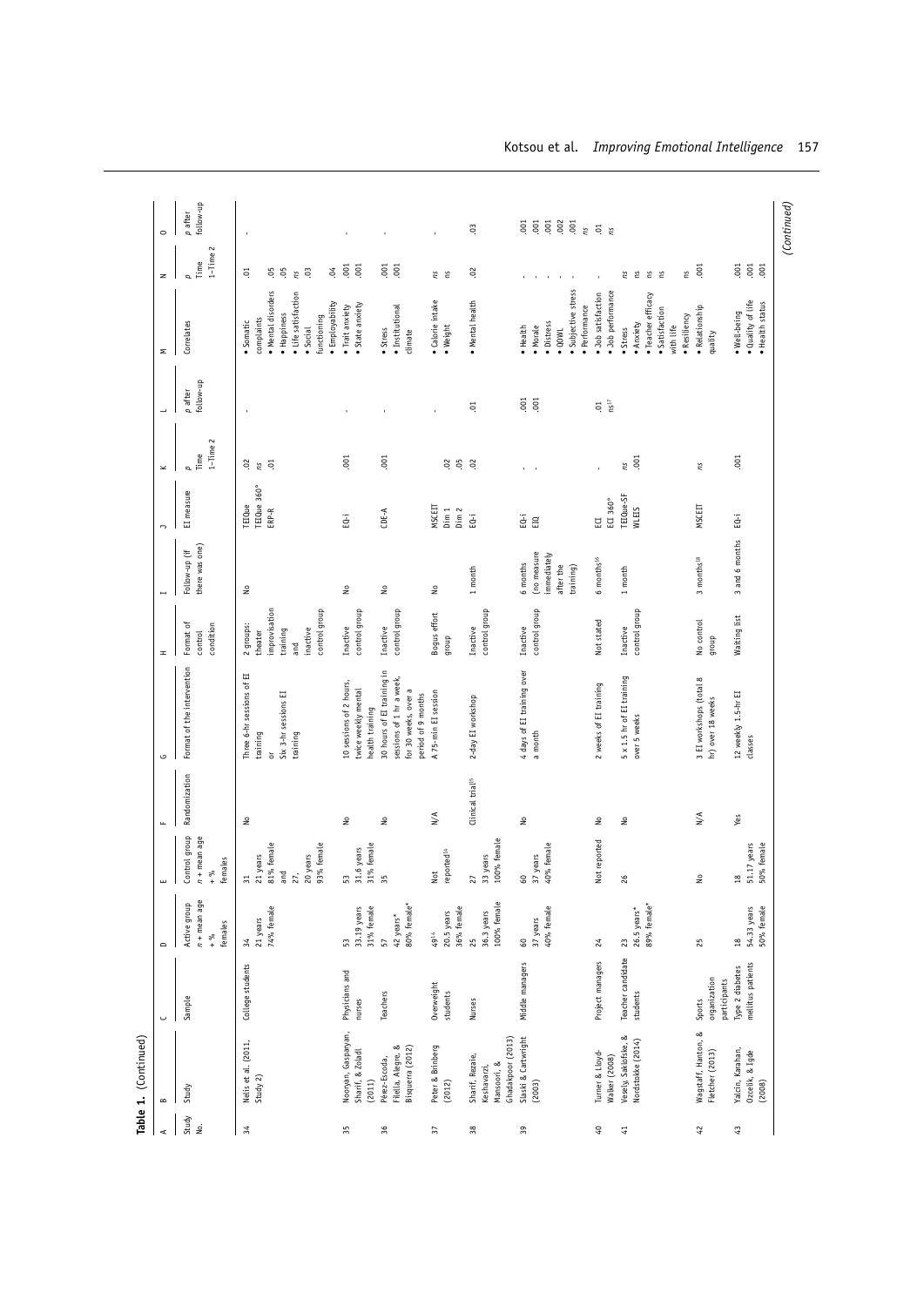**Table 1.** (Continued)

| A | B | C | D | E | F | G | H | I | J | K | L | M | N | O |
|---|---|---|---|---|---|---|---|---|---|---|---|---|---|---|
| Study No. | Study | Sample | Active group n + mean age + % females | Control group n + mean age + % females | Randomization | Format of the intervention | Format of control condition | Follow-up (if there was one) | EI measure | p Time 1–Time 2 | p after follow-up | Correlates | p Time 1–Time 2 | p after follow-up |
| 34 | Nelis et al. (2011, Study 2) | College students | 34<br>21 years<br>74% female | 31<br>21 years<br>81% female<br>and<br>27,<br>20 years<br>93% female | No | Three 6-hr sessions of EI training<br>or<br>Six 3-hr sessions EI training | 2 groups: theater improvisation training and inactive control group | No | TEIQue<br>TEIQue 360°<br>ERP-R | .02<br>ns<br>.01 | - | • Somatic complaints<br>• Mental disorders<br>• Happiness<br>• Life satisfaction<br>• Social functioning<br>• Employability | .01<br><br>.05<br>.05<br>ns<br>.03<br><br>.04 | - |
| 35 | Nooryan, Gasparyan, Sharif, & Zoladl (2011) | Physicians and nurses | 53<br>33.19 years<br>31% female | 53<br>31.6 years<br>31% female | No | 10 sessions of 2 hours, twice weekly mental health training | Inactive control group | No | EQ-i | .001 | - | • Trait anxiety<br>• State anxiety | .001<br>.001 | - |
| 36 | Pérez-Escoda, Filella, Alegre, & Bisquerra (2012) | Teachers | 57<br>42 years*<br>80% female* | 35 | No | 30 hours of EI training in sessions of 1 hr a week, for 30 weeks, over a period of 9 months | Inactive control group | No | CDE-A | .001 | - | • Stress<br>• Institutional climate | .001<br>.001 | - |
| 37 | Peter & Brinberg (2012) | Overweight students | 49[14]<br>20.5 years<br>36% female | Not reported[14] | N/A | A 75-min EI session | Bogus effort group | No | MSCEIT<br>Dim 1<br>Dim 2 | <br>.02<br>.05 | - | • Calorie intake<br>• Weight | ns<br>ns | - |
| 38 | Sharif, Rezaie, Keshavarzi, Mansoori, & Ghadakpoor (2013) | Nurses | 25<br>36.3 years<br>100% female | 27<br>33 years<br>100% female | Clinical trial[15] | 2-day EI workshop | Inactive control group | 1 month | EQ-i | .02 | .01 | • Mental health | .02 | .03 |
| 39 | Slaski & Cartwright (2003) | Middle managers | 60<br>37 years<br>40% female | 60<br>37 years<br>40% female | No | 4 days of EI training over a month | Inactive control group | 6 months (no measure immediately after the training) | EQ-i<br>EIQ | -<br>- | .001<br>.001 | • Health<br>• Morale<br>• Distress<br>• QOWL<br>• Subjective stress<br>• Performance | -<br>-<br>-<br>-<br>-<br>- | .001<br>.001<br>.001<br>.002<br>.001<br>ns |
| 40 | Turner & Lloyd-Walker (2008) | Project managers | 24 | Not reported | No | 2 weeks of EI training | Not stated | 6 months[16] | ECI<br>ECI 360° | - | .01<br>ns[17] | • Job satisfaction<br>• Job performance | - | .01<br>ns |
| 41 | Vesely, Saklofske, & Nordstokke (2014) | Teacher candidate students | 23<br>26.5 years*<br>89% female* | 26 | No | 5 x 1.5 hr of EI training over 5 weeks | Inactive control group | 1 month | TEIQue-SF<br>WLEIS | ns<br>.001 | | • Stress<br>• Anxiety<br>• Teacher efficacy<br>• Satisfaction with life<br>• Resiliency | ns<br>ns<br>ns<br>ns<br><br>ns | |
| 42 | Wagstaff, Hanton, & Fletcher (2013) | Sports organization participants | 25 | No | N/A | 3 EI workshops (total 8 hr) over 18 weeks | No control group | 3 months[18] | MSCEIT | ns | | • Relationship quality | .001 | |
| 43 | Yalcin, Karahan, Ozcelik, & Igde (2008) | Type 2 diabetes mellitus patients | 18<br>54.33 years<br>50% female | 18<br>51.17 years<br>50% female | Yes | 12 weekly 1.5-hr EI classes | Waiting list | 3 and 6 months | EQ-i | .001 | | • Well-being<br>• Quality of life<br>• Health status | .001<br>.001<br>.001 | |

*(Continued)*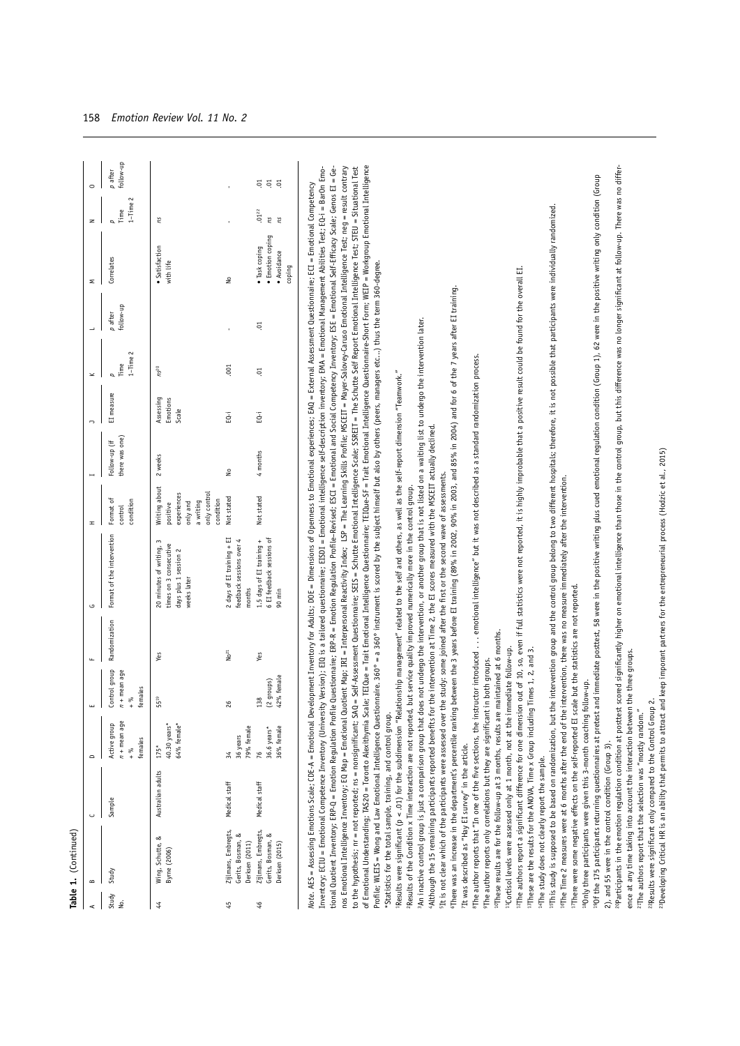**Table 1.** (Continued)

| A | B | C | D | E | F | G | H | I | J | K | L | M | N | O |
|---|---|---|---|---|---|---|---|---|---|---|---|---|---|---|
| Study No. | Study | Sample | Active group n + mean age + % females | Control group n + mean age + % females | Randomization | Format of the intervention | Format of control condition | Follow-up (if there was one) | EI measure | p Time 1–Time 2 | p after follow-up | Correlates | p Time 1–Time 2 | p after follow-up |
| 44 | Wing, Schutte, & Byrne (2006) | Australian adults | 175* 40.30 years* 64% female* | 55[19] | Yes | 20 minutes of writing, 3 times on 3 consecutive days plus 1 session 2 weeks later | Writing about positive experiences only and a writing only control condition | 2 weeks | Assessing Emotions Scale | ns[20] | | • Satisfaction with life | ns | |
| 45 | Zijlmans, Embregts, Gerits, Bosman, & Derksen (2011) | Medical staff | 34 36 years 79% female | 26 | No[21] | 2 days of EI training + EI feedback sessions over 4 months | Not stated | No | EQ-i | .001 | - | No | - | - |
| 46 | Zijlmans, Embregts, Gerits, Bosman, & Derksen (2015) | Medical staff | 76 36.6 years* 36% female | 138 (2 groups) 42% female | Yes | 1.5 days of EI training + 6 EI feedback sessions of 90 min | Not stated | 4 months | EQ-i | .01 | .01 | • Task coping • Emotion coping • Avoidance coping | .01[22] ns ns | .01 .01 .01 |

*Note.* AES = Assessing Emotions Scale; COE-A = Emotional Development Inventory for Adults; DOE = Dimensions of Openness to Emotional experiences; EAQ = External Assessment Questionnaire; ECI = Emotional Competency Inventory; ECIU = Emotional Competence Inventory (University Version); EIQ is a tailored questionnaire; EISDI = Emotional intelligence self-description inventory; EMA = Emotional Management Abilities Test; EQ-i = BarOn Emotional Quotient Inventory; ERP-Q = Emotion Regulation Profile Questionnaire; ERP-R = Emotion Regulation Profile–Revised; ESCI = Emotional and Social Competency Inventory; ESE = Emotional Self-Efficacy Scale; Genos EI = Genos Emotional Intelligence Inventory; EQ Map = Emotional Quotient Map; IRI = Interpersonal Reactivity Index; LSP = The Learning Skills Profile; MSCEIT = Mayer-Salovey-Caruso Emotional Intelligence Test; neg = result contrary to the hypothesis; nr = not reported; ns = nonsignificant; SAQ = Self-Assessment Questionnaire; SEIS = Schutte Emotional Intelligence Scale; SSREIT = The Schutte Self Report Emotional Intelligence Test; STEU = Situational Test of Emotional Understanding; TAS20 = Toronto Alexithymia Scale; TEIQue = Trait Emotional Intelligence Questionnaire; TEIQue-SF = Trait Emotional Intelligence Questionnaire-Short Form; WEIP = Workgroup Emotional Intelligence Profile; WLEIS = Wong and Law Emotional Intelligence Questionnaire. 360° = a 360° instrument is scored by the subject himself but also by others (peers, managers etc...) thus the term 360-degree.

*Statistics for the total sample, training, and control group.

[1]Results were significant (p < .01) for the subdimension "Relationship management" related to the self and others, as well as the self-report dimension "Teamwork."

[2]Results of the Condition x Time interaction are not reported, but service quality improved numerically more in the control group.

[3]An inactive control group is just a comparison group that does not undergo the intervention, or another group that is not listed on a waiting list to undergo the intervention later.

[4]Although the 15 remaining participants reported benefits for the intervention at Time 2, the EI scores measured with the MSCEIT actually declined.

[5]It is not clear which of the participants were assessed over the study: some joined after the first or the second wave of assessments.

[6]There was an increase in the department's percentile ranking between the 3 years before EI training (89% in 2002, 90% in 2003, and 85% in 2004) and for 6 of the 7 years after EI training.

[7]It was described as "Hay EI survey" in the article.

[8]The author reports that "In one of the five sections, the instructor introduced . . . emotional intelligence" but it was not described as a standard randomization process.

[9]The author reports only correlations but they are significant in both groups.

[10]These results are for the follow-up at 3 months, results are maintained at 6 months.

[11]Cortisol levels were assessed only at 1 month, not at the immediate follow-up.

[12]The authors report a significant difference for one dimension out of 10, so, even if full statistics were not reported, it is highly improbable that a positive result could be found for the overall EI.

[13]These are the results for the ANOVA, Time x Group including Times 1, 2, and 3.

[14]The study does not clearly report the sample.

[15]This study is supposed to be based on randomization, but the intervention group and the control group belong to two different hospitals; therefore, it is not possible that participants were individually randomized.

[16]The Time 2 measures were at 6 months after the end of the intervention, there was no measure immediately after the intervention.

[17]There were some negative effects on the self-reported EI scale but the statistics are not reported.

[18]Only three participants were given this 3-month coaching follow-up.

[19]Of the 175 participants returning questionnaires at pretest and immediate posttest, 58 were in the positive writing plus cued emotional regulation condition (Group 1), 62 were in the positive writing only condition (Group 2), and 55 were in the control condition (Group 3).

[20]Participants in the emotion regulation condition at posttest scored significantly higher on emotional intelligence than those in the control group, but this difference was no longer significant at follow-up. There was no difference at any time taking into account the interaction between the three groups.

[21]The authors report that the selection was "mostly random."

[22]Results were significant only compared to the Control Group 2.

[23]Developing Critical HR is an ability that permits to attract and keep imporant partners for the entrepreneurial process (Hodzic et al., 2015)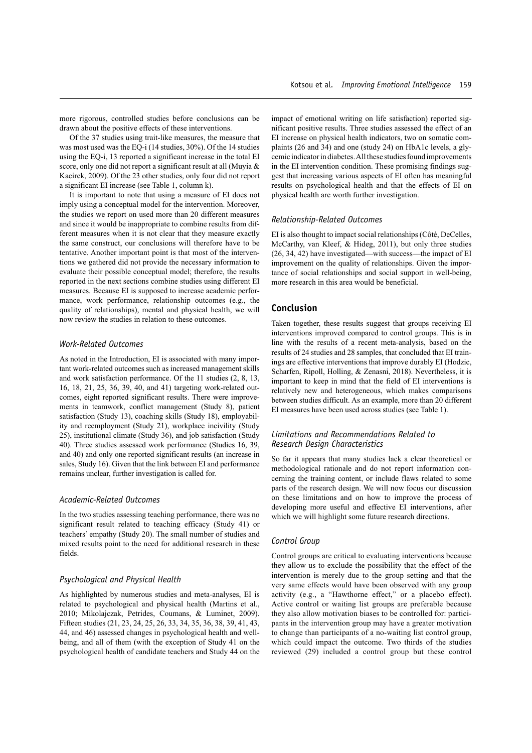more rigorous, controlled studies before conclusions can be drawn about the positive effects of these interventions.

Of the 37 studies using trait-like measures, the measure that was most used was the EQ-i (14 studies, 30%). Of the 14 studies using the EQ-i, 13 reported a significant increase in the total EI score, only one did not report a significant result at all (Muyia & Kacirek, 2009). Of the 23 other studies, only four did not report a significant EI increase (see Table 1, column k).

It is important to note that using a measure of EI does not imply using a conceptual model for the intervention. Moreover, the studies we report on used more than 20 different measures and since it would be inappropriate to combine results from different measures when it is not clear that they measure exactly the same construct, our conclusions will therefore have to be tentative. Another important point is that most of the interventions we gathered did not provide the necessary information to evaluate their possible conceptual model; therefore, the results reported in the next sections combine studies using different EI measures. Because EI is supposed to increase academic performance, work performance, relationship outcomes (e.g., the quality of relationships), mental and physical health, we will now review the studies in relation to these outcomes.

### *Work-Related Outcomes*

As noted in the Introduction, EI is associated with many important work-related outcomes such as increased management skills and work satisfaction performance. Of the 11 studies (2, 8, 13, 16, 18, 21, 25, 36, 39, 40, and 41) targeting work-related outcomes, eight reported significant results. There were improvements in teamwork, conflict management (Study 8), patient satisfaction (Study 13), coaching skills (Study 18), employability and reemployment (Study 21), workplace incivility (Study 25), institutional climate (Study 36), and job satisfaction (Study 40). Three studies assessed work performance (Studies 16, 39, and 40) and only one reported significant results (an increase in sales, Study 16). Given that the link between EI and performance remains unclear, further investigation is called for.

### *Academic-Related Outcomes*

In the two studies assessing teaching performance, there was no significant result related to teaching efficacy (Study 41) or teachers' empathy (Study 20). The small number of studies and mixed results point to the need for additional research in these fields.

### *Psychological and Physical Health*

As highlighted by numerous studies and meta-analyses, EI is related to psychological and physical health (Martins et al., 2010; Mikolajczak, Petrides, Coumans, & Luminet, 2009). Fifteen studies (21, 23, 24, 25, 26, 33, 34, 35, 36, 38, 39, 41, 43, 44, and 46) assessed changes in psychological health and well-being, and all of them (with the exception of Study 41 on the psychological health of candidate teachers and Study 44 on the impact of emotional writing on life satisfaction) reported significant positive results. Three studies assessed the effect of an EI increase on physical health indicators, two on somatic complaints (26 and 34) and one (study 24) on HbA1c levels, a glycemic indicator in diabetes. All these studies found improvements in the EI intervention condition. These promising findings suggest that increasing various aspects of EI often has meaningful results on psychological health and that the effects of EI on physical health are worth further investigation.

### *Relationship-Related Outcomes*

EI is also thought to impact social relationships (Côté, DeCelles, McCarthy, van Kleef, & Hideg, 2011), but only three studies (26, 34, 42) have investigated—with success—the impact of EI improvement on the quality of relationships. Given the importance of social relationships and social support in well-being, more research in this area would be beneficial.

## Conclusion

Taken together, these results suggest that groups receiving EI interventions improved compared to control groups. This is in line with the results of a recent meta-analysis, based on the results of 24 studies and 28 samples, that concluded that EI trainings are effective interventions that improve durably EI (Hodzic, Scharfen, Ripoll, Holling, & Zenasni, 2018). Nevertheless, it is important to keep in mind that the field of EI interventions is relatively new and heterogeneous, which makes comparisons between studies difficult. As an example, more than 20 different EI measures have been used across studies (see Table 1).

### *Limitations and Recommendations Related to Research Design Characteristics*

So far it appears that many studies lack a clear theoretical or methodological rationale and do not report information concerning the training content, or include flaws related to some parts of the research design. We will now focus our discussion on these limitations and on how to improve the process of developing more useful and effective EI interventions, after which we will highlight some future research directions.

### *Control Group*

Control groups are critical to evaluating interventions because they allow us to exclude the possibility that the effect of the intervention is merely due to the group setting and that the very same effects would have been observed with any group activity (e.g., a "Hawthorne effect," or a placebo effect). Active control or waiting list groups are preferable because they also allow motivation biases to be controlled for: participants in the intervention group may have a greater motivation to change than participants of a no-waiting list control group, which could impact the outcome. Two thirds of the studies reviewed (29) included a control group but these control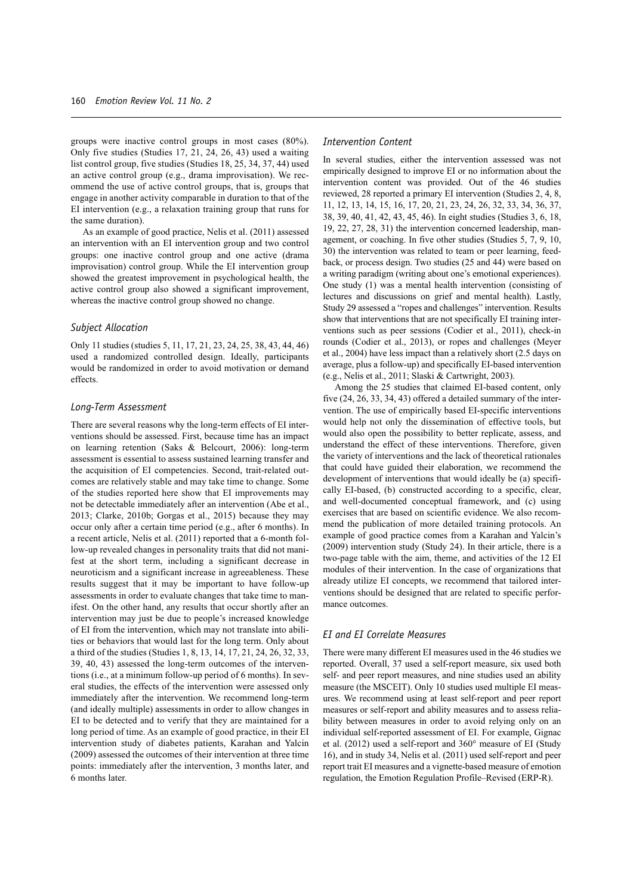groups were inactive control groups in most cases (80%). Only five studies (Studies 17, 21, 24, 26, 43) used a waiting list control group, five studies (Studies 18, 25, 34, 37, 44) used an active control group (e.g., drama improvisation). We recommend the use of active control groups, that is, groups that engage in another activity comparable in duration to that of the EI intervention (e.g., a relaxation training group that runs for the same duration).

As an example of good practice, Nelis et al. (2011) assessed an intervention with an EI intervention group and two control groups: one inactive control group and one active (drama improvisation) control group. While the EI intervention group showed the greatest improvement in psychological health, the active control group also showed a significant improvement, whereas the inactive control group showed no change.

### *Subject Allocation*

Only 11 studies (studies 5, 11, 17, 21, 23, 24, 25, 38, 43, 44, 46) used a randomized controlled design. Ideally, participants would be randomized in order to avoid motivation or demand effects.

### *Long-Term Assessment*

There are several reasons why the long-term effects of EI interventions should be assessed. First, because time has an impact on learning retention (Saks & Belcourt, 2006): long-term assessment is essential to assess sustained learning transfer and the acquisition of EI competencies. Second, trait-related outcomes are relatively stable and may take time to change. Some of the studies reported here show that EI improvements may not be detectable immediately after an intervention (Abe et al., 2013; Clarke, 2010b; Gorgas et al., 2015) because they may occur only after a certain time period (e.g., after 6 months). In a recent article, Nelis et al. (2011) reported that a 6-month follow-up revealed changes in personality traits that did not manifest at the short term, including a significant decrease in neuroticism and a significant increase in agreeableness. These results suggest that it may be important to have follow-up assessments in order to evaluate changes that take time to manifest. On the other hand, any results that occur shortly after an intervention may just be due to people's increased knowledge of EI from the intervention, which may not translate into abilities or behaviors that would last for the long term. Only about a third of the studies (Studies 1, 8, 13, 14, 17, 21, 24, 26, 32, 33, 39, 40, 43) assessed the long-term outcomes of the interventions (i.e., at a minimum follow-up period of 6 months). In several studies, the effects of the intervention were assessed only immediately after the intervention. We recommend long-term (and ideally multiple) assessments in order to allow changes in EI to be detected and to verify that they are maintained for a long period of time. As an example of good practice, in their EI intervention study of diabetes patients, Karahan and Yalcin (2009) assessed the outcomes of their intervention at three time points: immediately after the intervention, 3 months later, and 6 months later.

### *Intervention Content*

In several studies, either the intervention assessed was not empirically designed to improve EI or no information about the intervention content was provided. Out of the 46 studies reviewed, 28 reported a primary EI intervention (Studies 2, 4, 8, 11, 12, 13, 14, 15, 16, 17, 20, 21, 23, 24, 26, 32, 33, 34, 36, 37, 38, 39, 40, 41, 42, 43, 45, 46). In eight studies (Studies 3, 6, 18, 19, 22, 27, 28, 31) the intervention concerned leadership, management, or coaching. In five other studies (Studies 5, 7, 9, 10, 30) the intervention was related to team or peer learning, feedback, or process design. Two studies (25 and 44) were based on a writing paradigm (writing about one's emotional experiences). One study (1) was a mental health intervention (consisting of lectures and discussions on grief and mental health). Lastly, Study 29 assessed a "ropes and challenges" intervention. Results show that interventions that are not specifically EI training interventions such as peer sessions (Codier et al., 2011), check-in rounds (Codier et al., 2013), or ropes and challenges (Meyer et al., 2004) have less impact than a relatively short (2.5 days on average, plus a follow-up) and specifically EI-based intervention (e.g., Nelis et al., 2011; Slaski & Cartwright, 2003).

Among the 25 studies that claimed EI-based content, only five (24, 26, 33, 34, 43) offered a detailed summary of the intervention. The use of empirically based EI-specific interventions would help not only the dissemination of effective tools, but would also open the possibility to better replicate, assess, and understand the effect of these interventions. Therefore, given the variety of interventions and the lack of theoretical rationales that could have guided their elaboration, we recommend the development of interventions that would ideally be (a) specifically EI-based, (b) constructed according to a specific, clear, and well-documented conceptual framework, and (c) using exercises that are based on scientific evidence. We also recommend the publication of more detailed training protocols. An example of good practice comes from a Karahan and Yalcin's (2009) intervention study (Study 24). In their article, there is a two-page table with the aim, theme, and activities of the 12 EI modules of their intervention. In the case of organizations that already utilize EI concepts, we recommend that tailored interventions should be designed that are related to specific performance outcomes.

### *EI and EI Correlate Measures*

There were many different EI measures used in the 46 studies we reported. Overall, 37 used a self-report measure, six used both self- and peer report measures, and nine studies used an ability measure (the MSCEIT). Only 10 studies used multiple EI measures. We recommend using at least self-report and peer report measures or self-report and ability measures and to assess reliability between measures in order to avoid relying only on an individual self-reported assessment of EI. For example, Gignac et al. (2012) used a self-report and 360° measure of EI (Study 16), and in study 34, Nelis et al. (2011) used self-report and peer report trait EI measures and a vignette-based measure of emotion regulation, the Emotion Regulation Profile–Revised (ERP-R).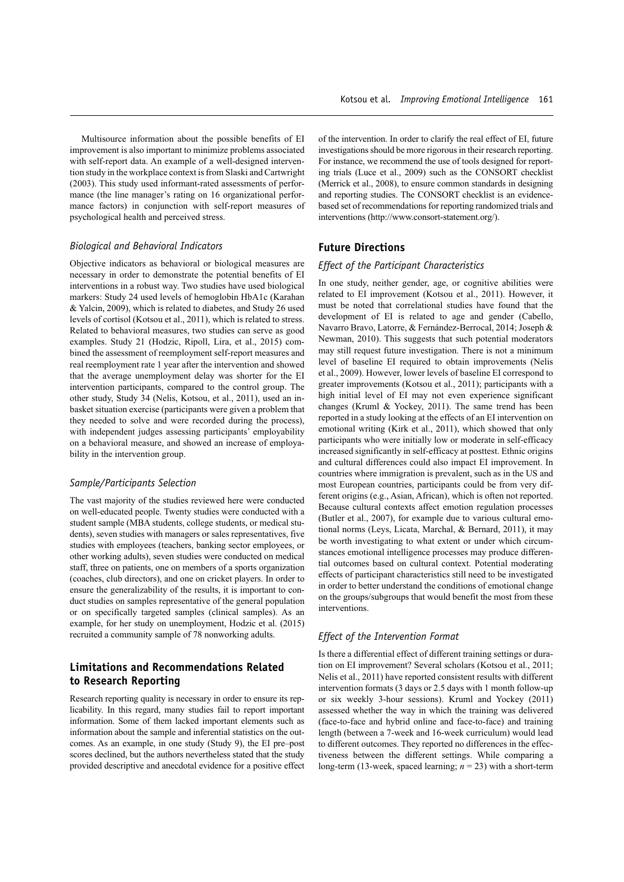Multisource information about the possible benefits of EI improvement is also important to minimize problems associated with self-report data. An example of a well-designed intervention study in the workplace context is from Slaski and Cartwright (2003). This study used informant-rated assessments of performance (the line manager's rating on 16 organizational performance factors) in conjunction with self-report measures of psychological health and perceived stress.

### *Biological and Behavioral Indicators*

Objective indicators as behavioral or biological measures are necessary in order to demonstrate the potential benefits of EI interventions in a robust way. Two studies have used biological markers: Study 24 used levels of hemoglobin HbA1c (Karahan & Yalcin, 2009), which is related to diabetes, and Study 26 used levels of cortisol (Kotsou et al., 2011), which is related to stress. Related to behavioral measures, two studies can serve as good examples. Study 21 (Hodzic, Ripoll, Lira, et al., 2015) combined the assessment of reemployment self-report measures and real reemployment rate 1 year after the intervention and showed that the average unemployment delay was shorter for the EI intervention participants, compared to the control group. The other study, Study 34 (Nelis, Kotsou, et al., 2011), used an in-basket situation exercise (participants were given a problem that they needed to solve and were recorded during the process), with independent judges assessing participants' employability on a behavioral measure, and showed an increase of employability in the intervention group.

### *Sample/Participants Selection*

The vast majority of the studies reviewed here were conducted on well-educated people. Twenty studies were conducted with a student sample (MBA students, college students, or medical students), seven studies with managers or sales representatives, five studies with employees (teachers, banking sector employees, or other working adults), seven studies were conducted on medical staff, three on patients, one on members of a sports organization (coaches, club directors), and one on cricket players. In order to ensure the generalizability of the results, it is important to conduct studies on samples representative of the general population or on specifically targeted samples (clinical samples). As an example, for her study on unemployment, Hodzic et al. (2015) recruited a community sample of 78 nonworking adults.

## Limitations and Recommendations Related to Research Reporting

Research reporting quality is necessary in order to ensure its replicability. In this regard, many studies fail to report important information. Some of them lacked important elements such as information about the sample and inferential statistics on the outcomes. As an example, in one study (Study 9), the EI pre–post scores declined, but the authors nevertheless stated that the study provided descriptive and anecdotal evidence for a positive effect of the intervention. In order to clarify the real effect of EI, future investigations should be more rigorous in their research reporting. For instance, we recommend the use of tools designed for reporting trials (Luce et al., 2009) such as the CONSORT checklist (Merrick et al., 2008), to ensure common standards in designing and reporting studies. The CONSORT checklist is an evidence-based set of recommendations for reporting randomized trials and interventions (http://www.consort-statement.org/).

## Future Directions

### *Effect of the Participant Characteristics*

In one study, neither gender, age, or cognitive abilities were related to EI improvement (Kotsou et al., 2011). However, it must be noted that correlational studies have found that the development of EI is related to age and gender (Cabello, Navarro Bravo, Latorre, & Fernández-Berrocal, 2014; Joseph & Newman, 2010). This suggests that such potential moderators may still request future investigation. There is not a minimum level of baseline EI required to obtain improvements (Nelis et al., 2009). However, lower levels of baseline EI correspond to greater improvements (Kotsou et al., 2011); participants with a high initial level of EI may not even experience significant changes (Kruml & Yockey, 2011). The same trend has been reported in a study looking at the effects of an EI intervention on emotional writing (Kirk et al., 2011), which showed that only participants who were initially low or moderate in self-efficacy increased significantly in self-efficacy at posttest. Ethnic origins and cultural differences could also impact EI improvement. In countries where immigration is prevalent, such as in the US and most European countries, participants could be from very different origins (e.g., Asian, African), which is often not reported. Because cultural contexts affect emotion regulation processes (Butler et al., 2007), for example due to various cultural emotional norms (Leys, Licata, Marchal, & Bernard, 2011), it may be worth investigating to what extent or under which circumstances emotional intelligence processes may produce differential outcomes based on cultural context. Potential moderating effects of participant characteristics still need to be investigated in order to better understand the conditions of emotional change on the groups/subgroups that would benefit the most from these interventions.

### *Effect of the Intervention Format*

Is there a differential effect of different training settings or duration on EI improvement? Several scholars (Kotsou et al., 2011; Nelis et al., 2011) have reported consistent results with different intervention formats (3 days or 2.5 days with 1 month follow-up or six weekly 3-hour sessions). Kruml and Yockey (2011) assessed whether the way in which the training was delivered (face-to-face and hybrid online and face-to-face) and training length (between a 7-week and 16-week curriculum) would lead to different outcomes. They reported no differences in the effectiveness between the different settings. While comparing a long-term (13-week, spaced learning; $n = 23$) with a short-term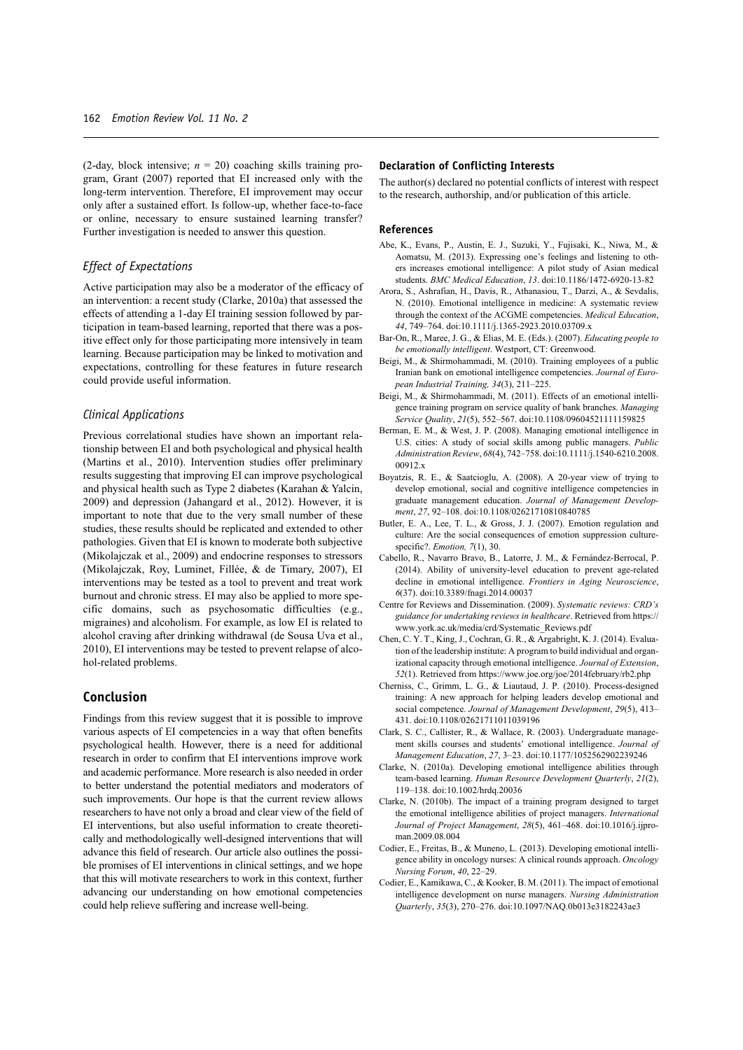(2-day, block intensive; $n = 20$) coaching skills training program, Grant (2007) reported that EI increased only with the long-term intervention. Therefore, EI improvement may occur only after a sustained effort. Is follow-up, whether face-to-face or online, necessary to ensure sustained learning transfer? Further investigation is needed to answer this question.

### *Effect of Expectations*

Active participation may also be a moderator of the efficacy of an intervention: a recent study (Clarke, 2010a) that assessed the effects of attending a 1-day EI training session followed by participation in team-based learning, reported that there was a positive effect only for those participating more intensively in team learning. Because participation may be linked to motivation and expectations, controlling for these features in future research could provide useful information.

### *Clinical Applications*

Previous correlational studies have shown an important relationship between EI and both psychological and physical health (Martins et al., 2010). Intervention studies offer preliminary results suggesting that improving EI can improve psychological and physical health such as Type 2 diabetes (Karahan & Yalcin, 2009) and depression (Jahangard et al., 2012). However, it is important to note that due to the very small number of these studies, these results should be replicated and extended to other pathologies. Given that EI is known to moderate both subjective (Mikolajczak et al., 2009) and endocrine responses to stressors (Mikolajczak, Roy, Luminet, Fillée, & de Timary, 2007), EI interventions may be tested as a tool to prevent and treat work burnout and chronic stress. EI may also be applied to more specific domains, such as psychosomatic difficulties (e.g., migraines) and alcoholism. For example, as low EI is related to alcohol craving after drinking withdrawal (de Sousa Uva et al., 2010), EI interventions may be tested to prevent relapse of alcohol-related problems.

## Conclusion

Findings from this review suggest that it is possible to improve various aspects of EI competencies in a way that often benefits psychological health. However, there is a need for additional research in order to confirm that EI interventions improve work and academic performance. More research is also needed in order to better understand the potential mediators and moderators of such improvements. Our hope is that the current review allows researchers to have not only a broad and clear view of the field of EI interventions, but also useful information to create theoretically and methodologically well-designed interventions that will advance this field of research. Our article also outlines the possible promises of EI interventions in clinical settings, and we hope that this will motivate researchers to work in this context, further advancing our understanding on how emotional competencies could help relieve suffering and increase well-being.

### Declaration of Conflicting Interests

The author(s) declared no potential conflicts of interest with respect to the research, authorship, and/or publication of this article.

### References

Abe, K., Evans, P., Austin, E. J., Suzuki, Y., Fujisaki, K., Niwa, M., & Aomatsu, M. (2013). Expressing one's feelings and listening to others increases emotional intelligence: A pilot study of Asian medical students. *BMC Medical Education*, *13*. doi:10.1186/1472-6920-13-82

Arora, S., Ashrafian, H., Davis, R., Athanasiou, T., Darzi, A., & Sevdalis, N. (2010). Emotional intelligence in medicine: A systematic review through the context of the ACGME competencies. *Medical Education*, *44*, 749–764. doi:10.1111/j.1365-2923.2010.03709.x

Bar-On, R., Maree, J. G., & Elias, M. E. (Eds.). (2007). *Educating people to be emotionally intelligent*. Westport, CT: Greenwood.

Beigi, M., & Shirmohammadi, M. (2010). Training employees of a public Iranian bank on emotional intelligence competencies. *Journal of European Industrial Training, 34*(3), 211–225.

Beigi, M., & Shirmohammadi, M. (2011). Effects of an emotional intelligence training program on service quality of bank branches. *Managing Service Quality*, *21*(5), 552–567. doi:10.1108/09604521111159825

Berman, E. M., & West, J. P. (2008). Managing emotional intelligence in U.S. cities: A study of social skills among public managers. *Public Administration Review*, *68*(4), 742–758. doi:10.1111/j.1540-6210.2008.00912.x

Boyatzis, R. E., & Saatcioglu, A. (2008). A 20-year view of trying to develop emotional, social and cognitive intelligence competencies in graduate management education. *Journal of Management Development*, *27*, 92–108. doi:10.1108/02621710810840785

Butler, E. A., Lee, T. L., & Gross, J. J. (2007). Emotion regulation and culture: Are the social consequences of emotion suppression culture-specific?. *Emotion, 7*(1), 30.

Cabello, R., Navarro Bravo, B., Latorre, J. M., & Fernández-Berrocal, P. (2014). Ability of university-level education to prevent age-related decline in emotional intelligence. *Frontiers in Aging Neuroscience*, *6*(37). doi:10.3389/fnagi.2014.00037

Centre for Reviews and Dissemination. (2009). *Systematic reviews: CRD's guidance for undertaking reviews in healthcare*. Retrieved from https://www.york.ac.uk/media/crd/Systematic_Reviews.pdf

Chen, C. Y. T., King, J., Cochran, G. R., & Argabright, K. J. (2014). Evaluation of the leadership institute: A program to build individual and organizational capacity through emotional intelligence. *Journal of Extension*, *52*(1). Retrieved from https://www.joe.org/joe/2014february/rb2.php

Cherniss, C., Grimm, L. G., & Liautaud, J. P. (2010). Process-designed training: A new approach for helping leaders develop emotional and social competence. *Journal of Management Development*, *29*(5), 413–431. doi:10.1108/02621711011039196

Clark, S. C., Callister, R., & Wallace, R. (2003). Undergraduate management skills courses and students' emotional intelligence. *Journal of Management Education*, *27*, 3–23. doi:10.1177/1052562902239246

Clarke, N. (2010a). Developing emotional intelligence abilities through team-based learning. *Human Resource Development Quarterly*, *21*(2), 119–138. doi:10.1002/hrdq.20036

Clarke, N. (2010b). The impact of a training program designed to target the emotional intelligence abilities of project managers. *International Journal of Project Management*, *28*(5), 461–468. doi:10.1016/j.ijproman.2009.08.004

Codier, E., Freitas, B., & Muneno, L. (2013). Developing emotional intelligence ability in oncology nurses: A clinical rounds approach. *Oncology Nursing Forum*, *40*, 22–29.

Codier, E., Kamikawa, C., & Kooker, B. M. (2011). The impact of emotional intelligence development on nurse managers. *Nursing Administration Quarterly*, *35*(3), 270–276. doi:10.1097/NAQ.0b013e3182243ae3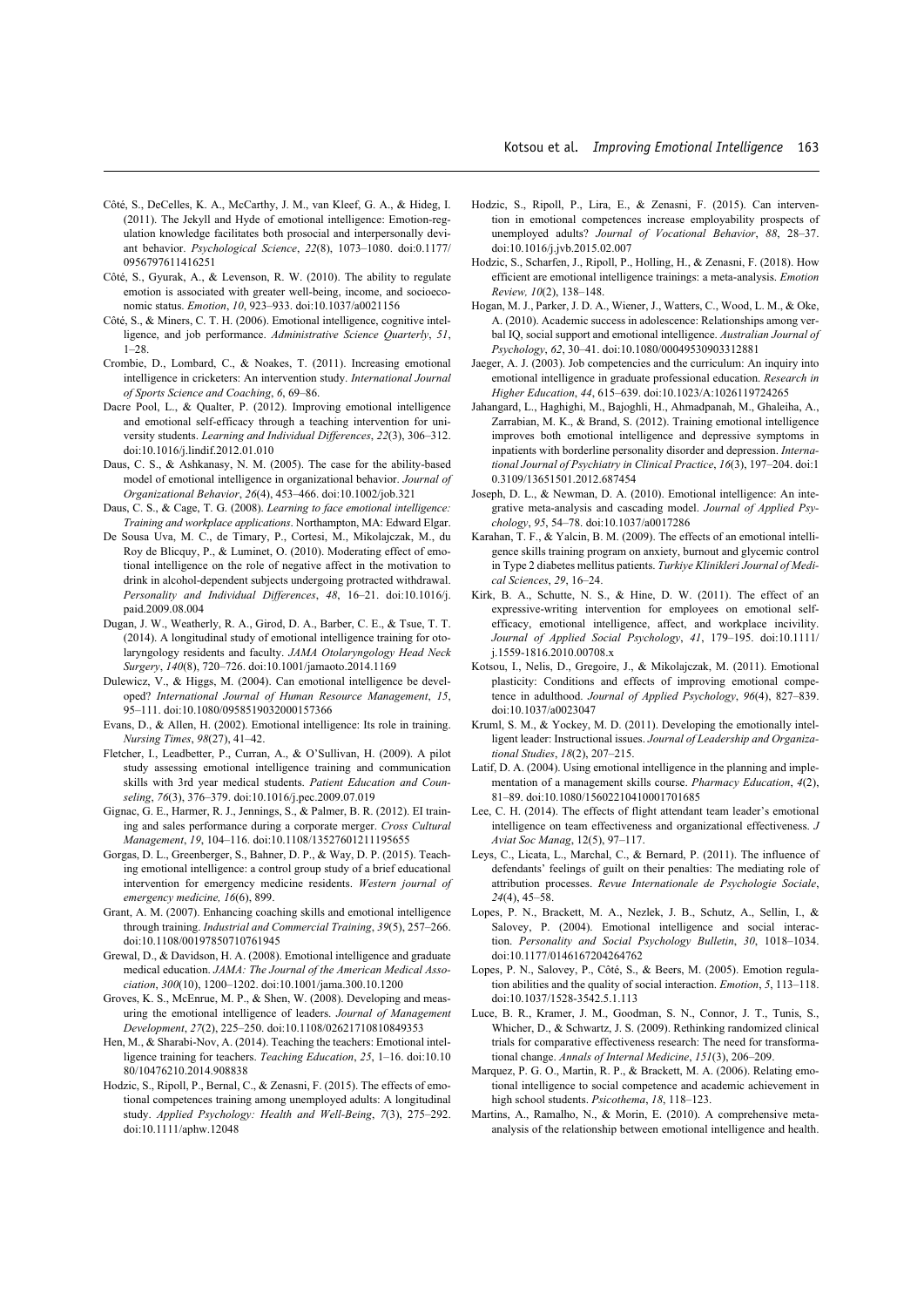Côté, S., DeCelles, K. A., McCarthy, J. M., van Kleef, G. A., & Hideg, I. (2011). The Jekyll and Hyde of emotional intelligence: Emotion-regulation knowledge facilitates both prosocial and interpersonally deviant behavior. *Psychological Science*, *22*(8), 1073–1080. doi:0.1177/0956797611416251

Côté, S., Gyurak, A., & Levenson, R. W. (2010). The ability to regulate emotion is associated with greater well-being, income, and socioeconomic status. *Emotion*, *10*, 923–933. doi:10.1037/a0021156

Côté, S., & Miners, C. T. H. (2006). Emotional intelligence, cognitive intelligence, and job performance. *Administrative Science Quarterly*, *51*, 1–28.

Crombie, D., Lombard, C., & Noakes, T. (2011). Increasing emotional intelligence in cricketers: An intervention study. *International Journal of Sports Science and Coaching*, *6*, 69–86.

Dacre Pool, L., & Qualter, P. (2012). Improving emotional intelligence and emotional self-efficacy through a teaching intervention for university students. *Learning and Individual Differences*, *22*(3), 306–312. doi:10.1016/j.lindif.2012.01.010

Daus, C. S., & Ashkanasy, N. M. (2005). The case for the ability-based model of emotional intelligence in organizational behavior. *Journal of Organizational Behavior*, *26*(4), 453–466. doi:10.1002/job.321

Daus, C. S., & Cage, T. G. (2008). *Learning to face emotional intelligence: Training and workplace applications*. Northampton, MA: Edward Elgar.

De Sousa Uva, M. C., de Timary, P., Cortesi, M., Mikolajczak, M., du Roy de Blicquy, P., & Luminet, O. (2010). Moderating effect of emotional intelligence on the role of negative affect in the motivation to drink in alcohol-dependent subjects undergoing protracted withdrawal. *Personality and Individual Differences*, *48*, 16–21. doi:10.1016/j.paid.2009.08.004

Dugan, J. W., Weatherly, R. A., Girod, D. A., Barber, C. E., & Tsue, T. T. (2014). A longitudinal study of emotional intelligence training for otolaryngology residents and faculty. *JAMA Otolaryngology Head Neck Surgery*, *140*(8), 720–726. doi:10.1001/jamaoto.2014.1169

Dulewicz, V., & Higgs, M. (2004). Can emotional intelligence be developed? *International Journal of Human Resource Management*, *15*, 95–111. doi:10.1080/0958519032000157366

Evans, D., & Allen, H. (2002). Emotional intelligence: Its role in training. *Nursing Times*, *98*(27), 41–42.

Fletcher, I., Leadbetter, P., Curran, A., & O'Sullivan, H. (2009). A pilot study assessing emotional intelligence training and communication skills with 3rd year medical students. *Patient Education and Counseling*, *76*(3), 376–379. doi:10.1016/j.pec.2009.07.019

Gignac, G. E., Harmer, R. J., Jennings, S., & Palmer, B. R. (2012). EI training and sales performance during a corporate merger. *Cross Cultural Management*, *19*, 104–116. doi:10.1108/13527601211195655

Gorgas, D. L., Greenberger, S., Bahner, D. P., & Way, D. P. (2015). Teaching emotional intelligence: a control group study of a brief educational intervention for emergency medicine residents. *Western journal of emergency medicine, 16*(6), 899.

Grant, A. M. (2007). Enhancing coaching skills and emotional intelligence through training. *Industrial and Commercial Training*, *39*(5), 257–266. doi:10.1108/00197850710761945

Grewal, D., & Davidson, H. A. (2008). Emotional intelligence and graduate medical education. *JAMA: The Journal of the American Medical Association*, *300*(10), 1200–1202. doi:10.1001/jama.300.10.1200

Groves, K. S., McEnrue, M. P., & Shen, W. (2008). Developing and measuring the emotional intelligence of leaders. *Journal of Management Development*, *27*(2), 225–250. doi:10.1108/02621710810849353

Hen, M., & Sharabi-Nov, A. (2014). Teaching the teachers: Emotional intelligence training for teachers. *Teaching Education*, *25*, 1–16. doi:10.1080/10476210.2014.908838

Hodzic, S., Ripoll, P., Bernal, C., & Zenasni, F. (2015). The effects of emotional competences training among unemployed adults: A longitudinal study. *Applied Psychology: Health and Well-Being*, *7*(3), 275–292. doi:10.1111/aphw.12048

Hodzic, S., Ripoll, P., Lira, E., & Zenasni, F. (2015). Can intervention in emotional competences increase employability prospects of unemployed adults? *Journal of Vocational Behavior*, *88*, 28–37. doi:10.1016/j.jvb.2015.02.007

Hodzic, S., Scharfen, J., Ripoll, P., Holling, H., & Zenasni, F. (2018). How efficient are emotional intelligence trainings: a meta-analysis. *Emotion Review, 10*(2), 138–148.

Hogan, M. J., Parker, J. D. A., Wiener, J., Watters, C., Wood, L. M., & Oke, A. (2010). Academic success in adolescence: Relationships among verbal IQ, social support and emotional intelligence. *Australian Journal of Psychology*, *62*, 30–41. doi:10.1080/00049530903312881

Jaeger, A. J. (2003). Job competencies and the curriculum: An inquiry into emotional intelligence in graduate professional education. *Research in Higher Education*, *44*, 615–639. doi:10.1023/A:1026119724265

Jahangard, L., Haghighi, M., Bajoghli, H., Ahmadpanah, M., Ghaleiha, A., Zarrabian, M. K., & Brand, S. (2012). Training emotional intelligence improves both emotional intelligence and depressive symptoms in inpatients with borderline personality disorder and depression. *International Journal of Psychiatry in Clinical Practice*, *16*(3), 197–204. doi:10.3109/13651501.2012.687454

Joseph, D. L., & Newman, D. A. (2010). Emotional intelligence: An integrative meta-analysis and cascading model. *Journal of Applied Psychology*, *95*, 54–78. doi:10.1037/a0017286

Karahan, T. F., & Yalcin, B. M. (2009). The effects of an emotional intelligence skills training program on anxiety, burnout and glycemic control in Type 2 diabetes mellitus patients. *Turkiye Klinikleri Journal of Medical Sciences*, *29*, 16–24.

Kirk, B. A., Schutte, N. S., & Hine, D. W. (2011). The effect of an expressive-writing intervention for employees on emotional self-efficacy, emotional intelligence, affect, and workplace incivility. *Journal of Applied Social Psychology*, *41*, 179–195. doi:10.1111/j.1559-1816.2010.00708.x

Kotsou, I., Nelis, D., Gregoire, J., & Mikolajczak, M. (2011). Emotional plasticity: Conditions and effects of improving emotional competence in adulthood. *Journal of Applied Psychology*, *96*(4), 827–839. doi:10.1037/a0023047

Kruml, S. M., & Yockey, M. D. (2011). Developing the emotionally intelligent leader: Instructional issues. *Journal of Leadership and Organizational Studies*, *18*(2), 207–215.

Latif, D. A. (2004). Using emotional intelligence in the planning and implementation of a management skills course. *Pharmacy Education*, *4*(2), 81–89. doi:10.1080/15602210410001701685

Lee, C. H. (2014). The effects of flight attendant team leader's emotional intelligence on team effectiveness and organizational effectiveness. *J Aviat Soc Manag*, 12(5), 97–117.

Leys, C., Licata, L., Marchal, C., & Bernard, P. (2011). The influence of defendants' feelings of guilt on their penalties: The mediating role of attribution processes. *Revue Internationale de Psychologie Sociale*, *24*(4), 45–58.

Lopes, P. N., Brackett, M. A., Nezlek, J. B., Schutz, A., Sellin, I., & Salovey, P. (2004). Emotional intelligence and social interaction. *Personality and Social Psychology Bulletin*, *30*, 1018–1034. doi:10.1177/0146167204264762

Lopes, P. N., Salovey, P., Côté, S., & Beers, M. (2005). Emotion regulation abilities and the quality of social interaction. *Emotion*, *5*, 113–118. doi:10.1037/1528-3542.5.1.113

Luce, B. R., Kramer, J. M., Goodman, S. N., Connor, J. T., Tunis, S., Whicher, D., & Schwartz, J. S. (2009). Rethinking randomized clinical trials for comparative effectiveness research: The need for transformational change. *Annals of Internal Medicine*, *151*(3), 206–209.

Marquez, P. G. O., Martin, R. P., & Brackett, M. A. (2006). Relating emotional intelligence to social competence and academic achievement in high school students. *Psicothema*, *18*, 118–123.

Martins, A., Ramalho, N., & Morin, E. (2010). A comprehensive meta-analysis of the relationship between emotional intelligence and health.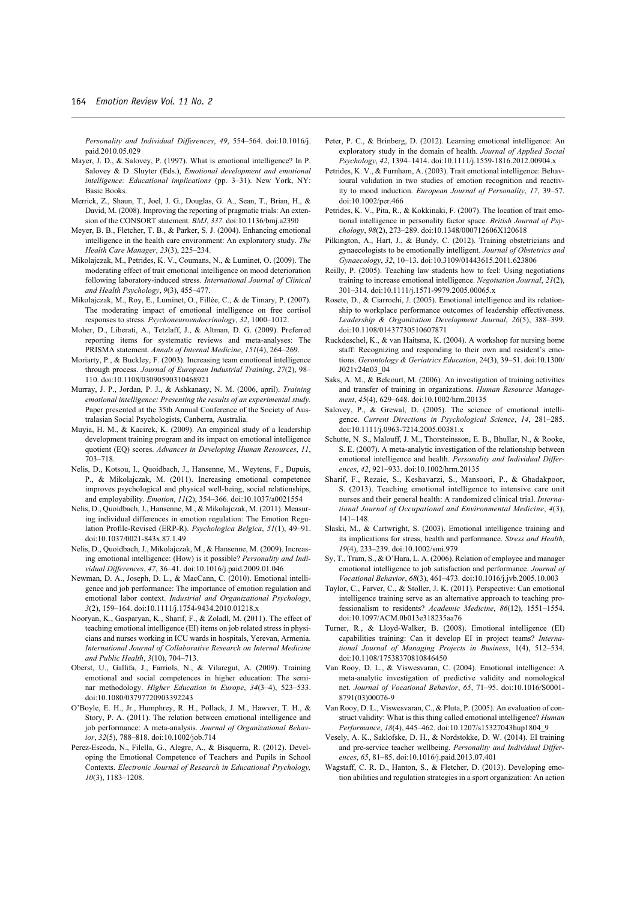*Personality and Individual Differences*, *49*, 554–564. doi:10.1016/j.paid.2010.05.029

Mayer, J. D., & Salovey, P. (1997). What is emotional intelligence? In P. Salovey & D. Sluyter (Eds.), *Emotional development and emotional intelligence: Educational implications* (pp. 3–31). New York, NY: Basic Books.

Merrick, Z., Shaun, T., Joel, J. G., Douglas, G. A., Sean, T., Brian, H., & David, M. (2008). Improving the reporting of pragmatic trials: An extension of the CONSORT statement. *BMJ*, *337*. doi:10.1136/bmj.a2390

Meyer, B. B., Fletcher, T. B., & Parker, S. J. (2004). Enhancing emotional intelligence in the health care environment: An exploratory study. *The Health Care Manager*, *23*(3), 225–234.

Mikolajczak, M., Petrides, K. V., Coumans, N., & Luminet, O. (2009). The moderating effect of trait emotional intelligence on mood deterioration following laboratory-induced stress. *International Journal of Clinical and Health Psychology*, *9*(3), 455–477.

Mikolajczak, M., Roy, E., Luminet, O., Fillée, C., & de Timary, P. (2007). The moderating impact of emotional intelligence on free cortisol responses to stress. *Psychoneuroendocrinology*, *32*, 1000–1012.

Moher, D., Liberati, A., Tetzlaff, J., & Altman, D. G. (2009). Preferred reporting items for systematic reviews and meta-analyses: The PRISMA statement. *Annals of Internal Medicine*, *151*(4), 264–269.

Moriarty, P., & Buckley, F. (2003). Increasing team emotional intelligence through process. *Journal of European Industrial Training*, *27*(2), 98–110. doi:10.1108/03090590310468921

Murray, J. P., Jordan, P. J., & Ashkanasy, N. M. (2006, april). *Training emotional intelligence: Presenting the results of an experimental study*. Paper presented at the 35th Annual Conference of the Society of Australasian Social Psychologists, Canberra, Australia.

Muyia, H. M., & Kacirek, K. (2009). An empirical study of a leadership development training program and its impact on emotional intelligence quotient (EQ) scores. *Advances in Developing Human Resources*, *11*, 703–718.

Nelis, D., Kotsou, I., Quoidbach, J., Hansenne, M., Weytens, F., Dupuis, P., & Mikolajczak, M. (2011). Increasing emotional competence improves psychological and physical well-being, social relationships, and employability. *Emotion*, *11*(2), 354–366. doi:10.1037/a0021554

Nelis, D., Quoidbach, J., Hansenne, M., & Mikolajczak, M. (2011). Measuring individual differences in emotion regulation: The Emotion Regulation Profile-Revised (ERP-R). *Psychologica Belgica*, *51*(1), 49–91. doi:10.1037/0021-843x.87.1.49

Nelis, D., Quoidbach, J., Mikolajczak, M., & Hansenne, M. (2009). Increasing emotional intelligence: (How) is it possible? *Personality and Individual Differences*, *47*, 36–41. doi:10.1016/j.paid.2009.01.046

Newman, D. A., Joseph, D. L., & MacCann, C. (2010). Emotional intelligence and job performance: The importance of emotion regulation and emotional labor context. *Industrial and Organizational Psychology*, *3*(2), 159–164. doi:10.1111/j.1754-9434.2010.01218.x

Nooryan, K., Gasparyan, K., Sharif, F., & Zoladl, M. (2011). The effect of teaching emotional intelligence (EI) items on job related stress in physicians and nurses working in ICU wards in hospitals, Yerevan, Armenia. *International Journal of Collaborative Research on Internal Medicine and Public Health*, *3*(10), 704–713.

Oberst, U., Gallifa, J., Farriols, N., & Vilaregut, A. (2009). Training emotional and social competences in higher education: The seminar methodology. *Higher Education in Europe*, *34*(3–4), 523–533. doi:10.1080/03797720903392243

O'Boyle, E. H., Jr., Humphrey, R. H., Pollack, J. M., Hawver, T. H., & Story, P. A. (2011). The relation between emotional intelligence and job performance: A meta-analysis. *Journal of Organizational Behavior*, *32*(5), 788–818. doi:10.1002/job.714

Perez-Escoda, N., Filella, G., Alegre, A., & Bisquerra, R. (2012). Developing the Emotional Competence of Teachers and Pupils in School Contexts. *Electronic Journal of Research in Educational Psychology, 10*(3), 1183–1208.

Peter, P. C., & Brinberg, D. (2012). Learning emotional intelligence: An exploratory study in the domain of health. *Journal of Applied Social Psychology*, *42*, 1394–1414. doi:10.1111/j.1559-1816.2012.00904.x

Petrides, K. V., & Furnham, A. (2003). Trait emotional intelligence: Behavioural validation in two studies of emotion recognition and reactivity to mood induction. *European Journal of Personality*, *17*, 39–57. doi:10.1002/per.466

Petrides, K. V., Pita, R., & Kokkinaki, F. (2007). The location of trait emotional intelligence in personality factor space. *British Journal of Psychology*, *98*(2), 273–289. doi:10.1348/000712606X120618

Pilkington, A., Hart, J., & Bundy, C. (2012). Training obstetricians and gynaecologists to be emotionally intelligent. *Journal of Obstetrics and Gynaecology*, *32*, 10–13. doi:10.3109/01443615.2011.623806

Reilly, P. (2005). Teaching law students how to feel: Using negotiations training to increase emotional intelligence. *Negotiation Journal*, *21*(2), 301–314. doi:10.1111/j.1571-9979.2005.00065.x

Rosete, D., & Ciarrochi, J. (2005). Emotional intelligence and its relationship to workplace performance outcomes of leadership effectiveness. *Leadership & Organization Development Journal*, *26*(5), 388–399. doi:10.1108/01437730510607871

Ruckdeschel, K., & van Haitsma, K. (2004). A workshop for nursing home staff: Recognizing and responding to their own and resident's emotions. *Gerontology & Geriatrics Education*, 24(3), 39–51. doi:10.1300/J021v24n03_04

Saks, A. M., & Belcourt, M. (2006). An investigation of training activities and transfer of training in organizations. *Human Resource Management*, *45*(4), 629–648. doi:10.1002/hrm.20135

Salovey, P., & Grewal, D. (2005). The science of emotional intelligence. *Current Directions in Psychological Science*, *14*, 281–285. doi:10.1111/j.0963-7214.2005.00381.x

Schutte, N. S., Malouff, J. M., Thorsteinsson, E. B., Bhullar, N., & Rooke, S. E. (2007). A meta-analytic investigation of the relationship between emotional intelligence and health. *Personality and Individual Differences*, *42*, 921–933. doi:10.1002/hrm.20135

Sharif, F., Rezaie, S., Keshavarzi, S., Mansoori, P., & Ghadakpoor, S. (2013). Teaching emotional intelligence to intensive care unit nurses and their general health: A randomized clinical trial. *International Journal of Occupational and Environmental Medicine*, *4*(3), 141–148.

Slaski, M., & Cartwright, S. (2003). Emotional intelligence training and its implications for stress, health and performance. *Stress and Health*, *19*(4), 233–239. doi:10.1002/smi.979

Sy, T., Tram, S., & O'Hara, L. A. (2006). Relation of employee and manager emotional intelligence to job satisfaction and performance. *Journal of Vocational Behavior*, *68*(3), 461–473. doi:10.1016/j.jvb.2005.10.003

Taylor, C., Farver, C., & Stoller, J. K. (2011). Perspective: Can emotional intelligence training serve as an alternative approach to teaching professionalism to residents? *Academic Medicine*, *86*(12), 1551–1554. doi:10.1097/ACM.0b013e318235aa76

Turner, R., & Lloyd-Walker, B. (2008). Emotional intelligence (EI) capabilities training: Can it develop EI in project teams? *International Journal of Managing Projects in Business*, 1(4), 512–534. doi:10.1108/17538370810846450

Van Rooy, D. L., & Viswesvaran, C. (2004). Emotional intelligence: A meta-analytic investigation of predictive validity and nomological net. *Journal of Vocational Behavior*, *65*, 71–95. doi:10.1016/S0001-8791(03)00076-9

Van Rooy, D. L., Viswesvaran, C., & Pluta, P. (2005). An evaluation of construct validity: What is this thing called emotional intelligence? *Human Performance*, *18*(4), 445–462. doi:10.1207/s15327043hup1804_9

Vesely, A. K., Saklofske, D. H., & Nordstokke, D. W. (2014). EI training and pre-service teacher wellbeing. *Personality and Individual Differences*, *65*, 81–85. doi:10.1016/j.paid.2013.07.401

Wagstaff, C. R. D., Hanton, S., & Fletcher, D. (2013). Developing emotion abilities and regulation strategies in a sport organization: An action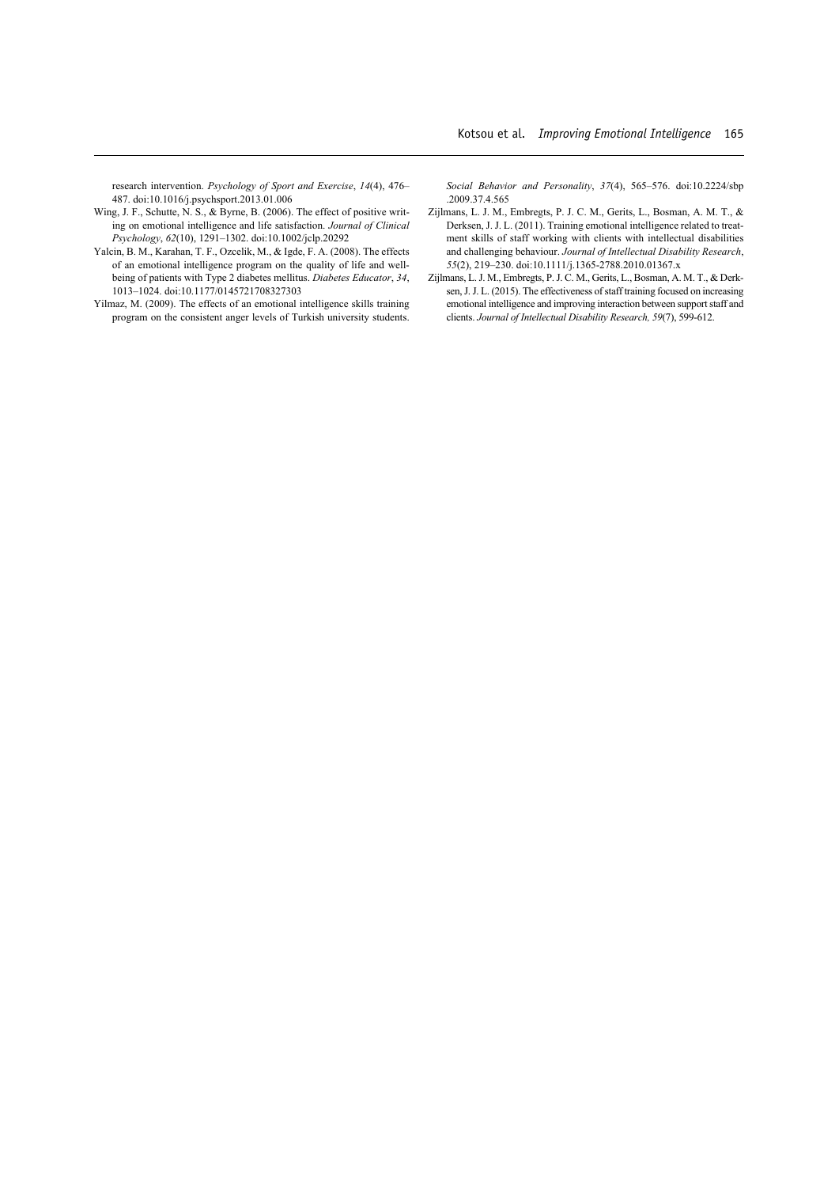research intervention. *Psychology of Sport and Exercise*, *14*(4), 476–487. doi:10.1016/j.psychsport.2013.01.006

Wing, J. F., Schutte, N. S., & Byrne, B. (2006). The effect of positive writing on emotional intelligence and life satisfaction. *Journal of Clinical Psychology*, *62*(10), 1291–1302. doi:10.1002/jclp.20292

Yalcin, B. M., Karahan, T. F., Ozcelik, M., & Igde, F. A. (2008). The effects of an emotional intelligence program on the quality of life and well-being of patients with Type 2 diabetes mellitus. *Diabetes Educator*, *34*, 1013–1024. doi:10.1177/0145721708327303

Yilmaz, M. (2009). The effects of an emotional intelligence skills training program on the consistent anger levels of Turkish university students. *Social Behavior and Personality*, *37*(4), 565–576. doi:10.2224/sbp.2009.37.4.565

Zijlmans, L. J. M., Embregts, P. J. C. M., Gerits, L., Bosman, A. M. T., & Derksen, J. J. L. (2011). Training emotional intelligence related to treatment skills of staff working with clients with intellectual disabilities and challenging behaviour. *Journal of Intellectual Disability Research*, *55*(2), 219–230. doi:10.1111/j.1365-2788.2010.01367.x

Zijlmans, L. J. M., Embregts, P. J. C. M., Gerits, L., Bosman, A. M. T., & Derksen, J. J. L. (2015). The effectiveness of staff training focused on increasing emotional intelligence and improving interaction between support staff and clients. *Journal of Intellectual Disability Research, 59*(7), 599-612.